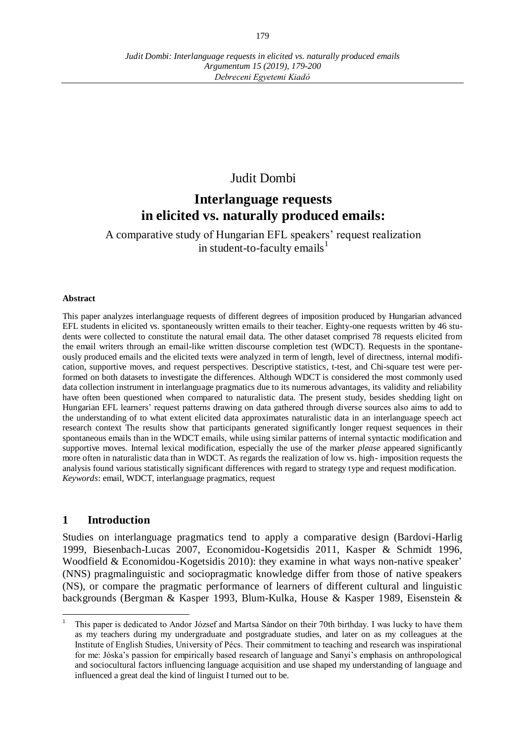# Judit Dombi

## Interlanguage requests in elicited vs. naturally produced emails:

A comparative study of Hungarian EFL speakers' request realization in student-to-faculty emails[1]

**Abstract**

This paper analyzes interlanguage requests of different degrees of imposition produced by Hungarian advanced EFL students in elicited vs. spontaneously written emails to their teacher. Eighty-one requests written by 46 students were collected to constitute the natural email data. The other dataset comprised 78 requests elicited from the email writers through an email-like written discourse completion test (WDCT). Requests in the spontaneously produced emails and the elicited texts were analyzed in term of length, level of directness, internal modification, supportive moves, and request perspectives. Descriptive statistics, t-test, and Chi-square test were performed on both datasets to investigate the differences. Although WDCT is considered the most commonly used data collection instrument in interlanguage pragmatics due to its numerous advantages, its validity and reliability have often been questioned when compared to naturalistic data. The present study, besides shedding light on Hungarian EFL learners' request patterns drawing on data gathered through diverse sources also aims to add to the understanding of to what extent elicited data approximates naturalistic data in an interlanguage speech act research context The results show that participants generated significantly longer request sequences in their spontaneous emails than in the WDCT emails, while using similar patterns of internal syntactic modification and supportive moves. Internal lexical modification, especially the use of the marker *please* appeared significantly more often in naturalistic data than in WDCT. As regards the realization of low vs. high- imposition requests the analysis found various statistically significant differences with regard to strategy type and request modification.
*Keywords*: email, WDCT, interlanguage pragmatics, request

## 1 Introduction

Studies on interlanguage pragmatics tend to apply a comparative design (Bardovi-Harlig 1999, Biesenbach-Lucas 2007, Economidou-Kogetsidis 2011, Kasper & Schmidt 1996, Woodfield & Economidou-Kogetsidis 2010): they examine in what ways non-native speaker' (NNS) pragmalinguistic and sociopragmatic knowledge differ from those of native speakers (NS), or compare the pragmatic performance of learners of different cultural and linguistic backgrounds (Bergman & Kasper 1993, Blum-Kulka, House & Kasper 1989, Eisenstein &

[1] This paper is dedicated to Andor József and Martsa Sándor on their 70th birthday. I was lucky to have them as my teachers during my undergraduate and postgraduate studies, and later on as my colleagues at the Institute of English Studies, University of Pécs. Their commitment to teaching and research was inspirational for me: Jóska's passion for empirically based research of language and Sanyi's emphasis on anthropological and sociocultural factors influencing language acquisition and use shaped my understanding of language and influenced a great deal the kind of linguist I turned out to be.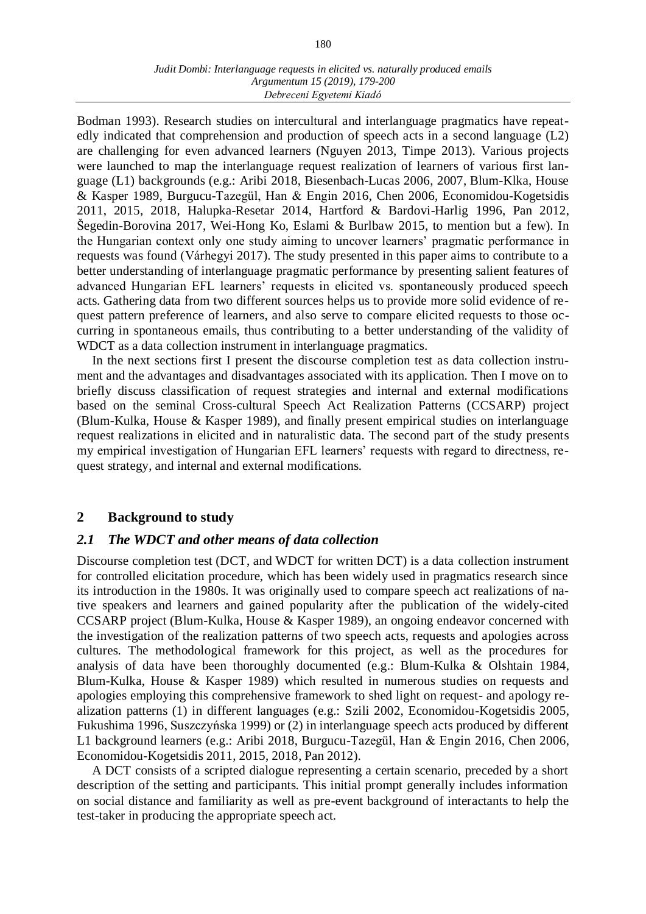Bodman 1993). Research studies on intercultural and interlanguage pragmatics have repeatedly indicated that comprehension and production of speech acts in a second language (L2) are challenging for even advanced learners (Nguyen 2013, Timpe 2013). Various projects were launched to map the interlanguage request realization of learners of various first language (L1) backgrounds (e.g.: Aribi 2018, Biesenbach-Lucas 2006, 2007, Blum-Klka, House & Kasper 1989, Burgucu-Tazegül, Han & Engin 2016, Chen 2006, Economidou-Kogetsidis 2011, 2015, 2018, Halupka-Resetar 2014, Hartford & Bardovi-Harlig 1996, Pan 2012, Šegedin-Borovina 2017, Wei-Hong Ko, Eslami & Burlbaw 2015, to mention but a few). In the Hungarian context only one study aiming to uncover learners' pragmatic performance in requests was found (Várhegyi 2017). The study presented in this paper aims to contribute to a better understanding of interlanguage pragmatic performance by presenting salient features of advanced Hungarian EFL learners' requests in elicited vs. spontaneously produced speech acts. Gathering data from two different sources helps us to provide more solid evidence of request pattern preference of learners, and also serve to compare elicited requests to those occurring in spontaneous emails, thus contributing to a better understanding of the validity of WDCT as a data collection instrument in interlanguage pragmatics.

In the next sections first I present the discourse completion test as data collection instrument and the advantages and disadvantages associated with its application. Then I move on to briefly discuss classification of request strategies and internal and external modifications based on the seminal Cross-cultural Speech Act Realization Patterns (CCSARP) project (Blum-Kulka, House & Kasper 1989), and finally present empirical studies on interlanguage request realizations in elicited and in naturalistic data. The second part of the study presents my empirical investigation of Hungarian EFL learners' requests with regard to directness, request strategy, and internal and external modifications.

## 2 Background to study

### *2.1 The WDCT and other means of data collection*

Discourse completion test (DCT, and WDCT for written DCT) is a data collection instrument for controlled elicitation procedure, which has been widely used in pragmatics research since its introduction in the 1980s. It was originally used to compare speech act realizations of native speakers and learners and gained popularity after the publication of the widely-cited CCSARP project (Blum-Kulka, House & Kasper 1989), an ongoing endeavor concerned with the investigation of the realization patterns of two speech acts, requests and apologies across cultures. The methodological framework for this project, as well as the procedures for analysis of data have been thoroughly documented (e.g.: Blum-Kulka & Olshtain 1984, Blum-Kulka, House & Kasper 1989) which resulted in numerous studies on requests and apologies employing this comprehensive framework to shed light on request- and apology realization patterns (1) in different languages (e.g.: Szili 2002, Economidou-Kogetsidis 2005, Fukushima 1996, Suszczyńska 1999) or (2) in interlanguage speech acts produced by different L1 background learners (e.g.: Aribi 2018, Burgucu-Tazegül, Han & Engin 2016, Chen 2006, Economidou-Kogetsidis 2011, 2015, 2018, Pan 2012).

A DCT consists of a scripted dialogue representing a certain scenario, preceded by a short description of the setting and participants. This initial prompt generally includes information on social distance and familiarity as well as pre-event background of interactants to help the test-taker in producing the appropriate speech act.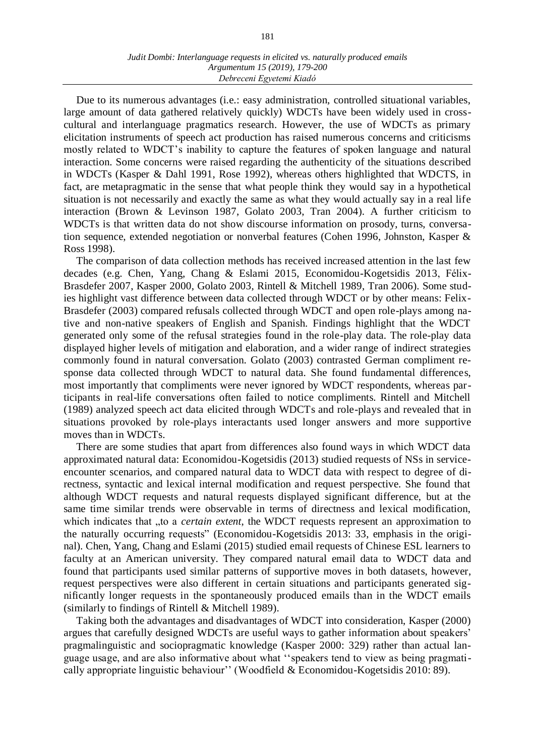Due to its numerous advantages (i.e.: easy administration, controlled situational variables, large amount of data gathered relatively quickly) WDCTs have been widely used in cross-cultural and interlanguage pragmatics research. However, the use of WDCTs as primary elicitation instruments of speech act production has raised numerous concerns and criticisms mostly related to WDCT's inability to capture the features of spoken language and natural interaction. Some concerns were raised regarding the authenticity of the situations described in WDCTs (Kasper & Dahl 1991, Rose 1992), whereas others highlighted that WDCTS, in fact, are metapragmatic in the sense that what people think they would say in a hypothetical situation is not necessarily and exactly the same as what they would actually say in a real life interaction (Brown & Levinson 1987, Golato 2003, Tran 2004). A further criticism to WDCTs is that written data do not show discourse information on prosody, turns, conversation sequence, extended negotiation or nonverbal features (Cohen 1996, Johnston, Kasper & Ross 1998).

The comparison of data collection methods has received increased attention in the last few decades (e.g. Chen, Yang, Chang & Eslami 2015, Economidou-Kogetsidis 2013, Félix-Brasdefer 2007, Kasper 2000, Golato 2003, Rintell & Mitchell 1989, Tran 2006). Some studies highlight vast difference between data collected through WDCT or by other means: Felix-Brasdefer (2003) compared refusals collected through WDCT and open role-plays among native and non-native speakers of English and Spanish. Findings highlight that the WDCT generated only some of the refusal strategies found in the role-play data. The role-play data displayed higher levels of mitigation and elaboration, and a wider range of indirect strategies commonly found in natural conversation. Golato (2003) contrasted German compliment response data collected through WDCT to natural data. She found fundamental differences, most importantly that compliments were never ignored by WDCT respondents, whereas participants in real-life conversations often failed to notice compliments. Rintell and Mitchell (1989) analyzed speech act data elicited through WDCTs and role-plays and revealed that in situations provoked by role-plays interactants used longer answers and more supportive moves than in WDCTs.

There are some studies that apart from differences also found ways in which WDCT data approximated natural data: Economidou-Kogetsidis (2013) studied requests of NSs in service-encounter scenarios, and compared natural data to WDCT data with respect to degree of directness, syntactic and lexical internal modification and request perspective. She found that although WDCT requests and natural requests displayed significant difference, but at the same time similar trends were observable in terms of directness and lexical modification, which indicates that „to a *certain extent*, the WDCT requests represent an approximation to the naturally occurring requests" (Economidou-Kogetsidis 2013: 33, emphasis in the original). Chen, Yang, Chang and Eslami (2015) studied email requests of Chinese ESL learners to faculty at an American university. They compared natural email data to WDCT data and found that participants used similar patterns of supportive moves in both datasets, however, request perspectives were also different in certain situations and participants generated significantly longer requests in the spontaneously produced emails than in the WDCT emails (similarly to findings of Rintell & Mitchell 1989).

Taking both the advantages and disadvantages of WDCT into consideration, Kasper (2000) argues that carefully designed WDCTs are useful ways to gather information about speakers' pragmalinguistic and sociopragmatic knowledge (Kasper 2000: 329) rather than actual language usage, and are also informative about what ''speakers tend to view as being pragmatically appropriate linguistic behaviour'' (Woodfield & Economidou-Kogetsidis 2010: 89).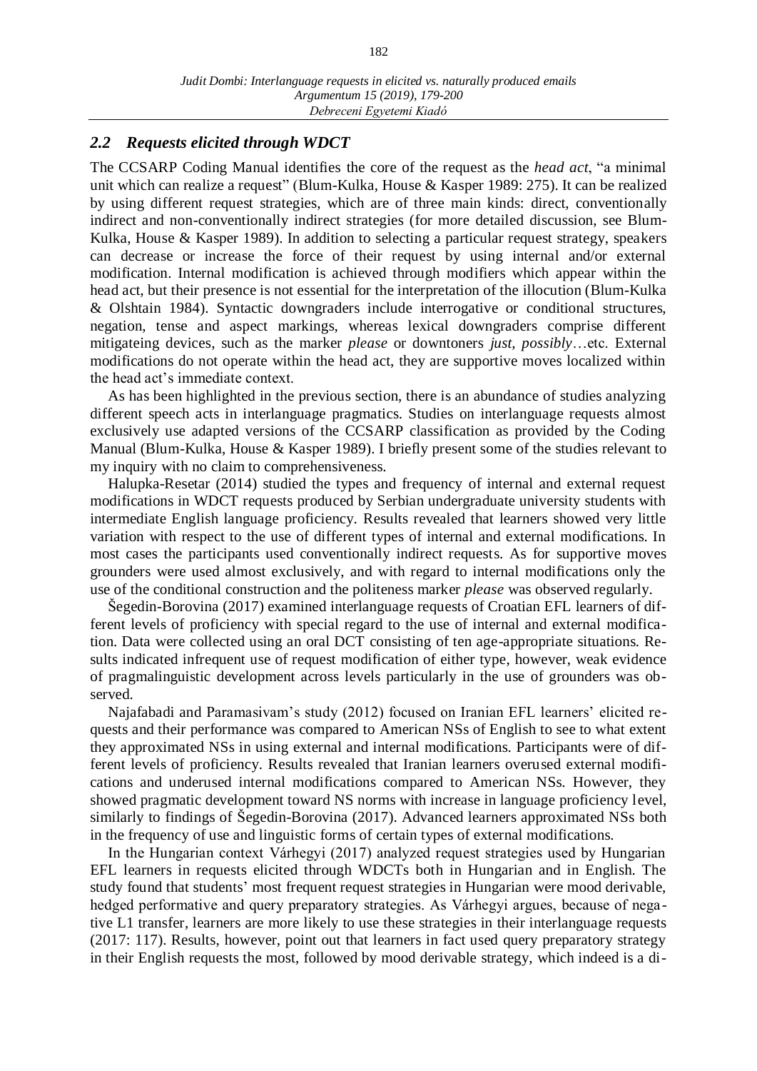## *2.2 Requests elicited through WDCT*

The CCSARP Coding Manual identifies the core of the request as the *head act*, "a minimal unit which can realize a request" (Blum-Kulka, House & Kasper 1989: 275). It can be realized by using different request strategies, which are of three main kinds: direct, conventionally indirect and non-conventionally indirect strategies (for more detailed discussion, see Blum-Kulka, House & Kasper 1989). In addition to selecting a particular request strategy, speakers can decrease or increase the force of their request by using internal and/or external modification. Internal modification is achieved through modifiers which appear within the head act, but their presence is not essential for the interpretation of the illocution (Blum-Kulka & Olshtain 1984). Syntactic downgraders include interrogative or conditional structures, negation, tense and aspect markings, whereas lexical downgraders comprise different mitigateing devices, such as the marker *please* or downtoners *just, possibly*…etc. External modifications do not operate within the head act, they are supportive moves localized within the head act's immediate context.

As has been highlighted in the previous section, there is an abundance of studies analyzing different speech acts in interlanguage pragmatics. Studies on interlanguage requests almost exclusively use adapted versions of the CCSARP classification as provided by the Coding Manual (Blum-Kulka, House & Kasper 1989). I briefly present some of the studies relevant to my inquiry with no claim to comprehensiveness.

Halupka-Resetar (2014) studied the types and frequency of internal and external request modifications in WDCT requests produced by Serbian undergraduate university students with intermediate English language proficiency. Results revealed that learners showed very little variation with respect to the use of different types of internal and external modifications. In most cases the participants used conventionally indirect requests. As for supportive moves grounders were used almost exclusively, and with regard to internal modifications only the use of the conditional construction and the politeness marker *please* was observed regularly.

Šegedin-Borovina (2017) examined interlanguage requests of Croatian EFL learners of different levels of proficiency with special regard to the use of internal and external modification. Data were collected using an oral DCT consisting of ten age-appropriate situations. Results indicated infrequent use of request modification of either type, however, weak evidence of pragmalinguistic development across levels particularly in the use of grounders was observed.

Najafabadi and Paramasivam's study (2012) focused on Iranian EFL learners' elicited requests and their performance was compared to American NSs of English to see to what extent they approximated NSs in using external and internal modifications. Participants were of different levels of proficiency. Results revealed that Iranian learners overused external modifications and underused internal modifications compared to American NSs. However, they showed pragmatic development toward NS norms with increase in language proficiency level, similarly to findings of Šegedin-Borovina (2017). Advanced learners approximated NSs both in the frequency of use and linguistic forms of certain types of external modifications.

In the Hungarian context Várhegyi (2017) analyzed request strategies used by Hungarian EFL learners in requests elicited through WDCTs both in Hungarian and in English. The study found that students' most frequent request strategies in Hungarian were mood derivable, hedged performative and query preparatory strategies. As Várhegyi argues, because of negative L1 transfer, learners are more likely to use these strategies in their interlanguage requests (2017: 117). Results, however, point out that learners in fact used query preparatory strategy in their English requests the most, followed by mood derivable strategy, which indeed is a di-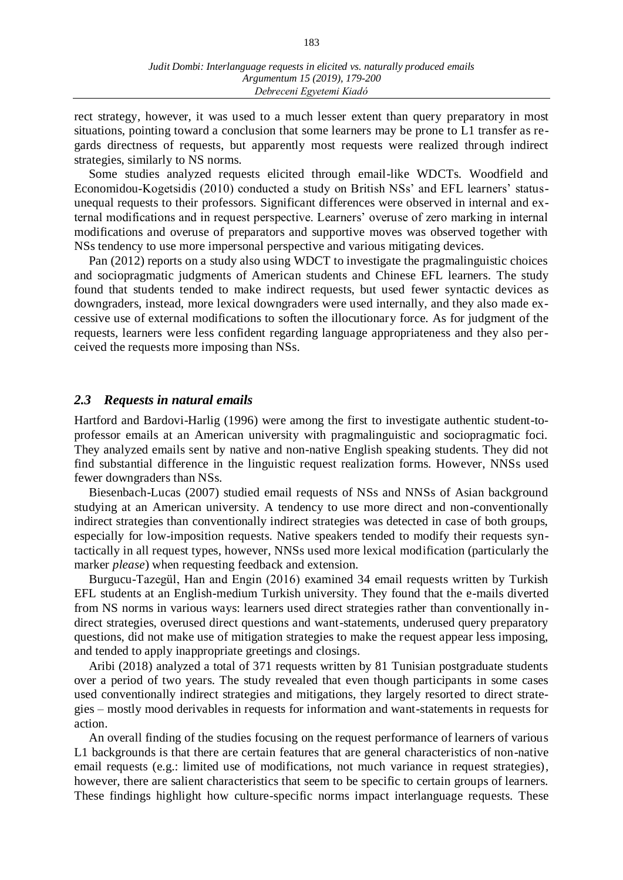rect strategy, however, it was used to a much lesser extent than query preparatory in most situations, pointing toward a conclusion that some learners may be prone to L1 transfer as regards directness of requests, but apparently most requests were realized through indirect strategies, similarly to NS norms.

Some studies analyzed requests elicited through email-like WDCTs. Woodfield and Economidou-Kogetsidis (2010) conducted a study on British NSs' and EFL learners' status-unequal requests to their professors. Significant differences were observed in internal and external modifications and in request perspective. Learners' overuse of zero marking in internal modifications and overuse of preparators and supportive moves was observed together with NSs tendency to use more impersonal perspective and various mitigating devices.

Pan (2012) reports on a study also using WDCT to investigate the pragmalinguistic choices and sociopragmatic judgments of American students and Chinese EFL learners. The study found that students tended to make indirect requests, but used fewer syntactic devices as downgraders, instead, more lexical downgraders were used internally, and they also made excessive use of external modifications to soften the illocutionary force. As for judgment of the requests, learners were less confident regarding language appropriateness and they also perceived the requests more imposing than NSs.

### *2.3 Requests in natural emails*

Hartford and Bardovi-Harlig (1996) were among the first to investigate authentic student-to-professor emails at an American university with pragmalinguistic and sociopragmatic foci. They analyzed emails sent by native and non-native English speaking students. They did not find substantial difference in the linguistic request realization forms. However, NNSs used fewer downgraders than NSs.

Biesenbach-Lucas (2007) studied email requests of NSs and NNSs of Asian background studying at an American university. A tendency to use more direct and non-conventionally indirect strategies than conventionally indirect strategies was detected in case of both groups, especially for low-imposition requests. Native speakers tended to modify their requests syntactically in all request types, however, NNSs used more lexical modification (particularly the marker *please*) when requesting feedback and extension.

Burgucu-Tazegül, Han and Engin (2016) examined 34 email requests written by Turkish EFL students at an English-medium Turkish university. They found that the e-mails diverted from NS norms in various ways: learners used direct strategies rather than conventionally indirect strategies, overused direct questions and want-statements, underused query preparatory questions, did not make use of mitigation strategies to make the request appear less imposing, and tended to apply inappropriate greetings and closings.

Aribi (2018) analyzed a total of 371 requests written by 81 Tunisian postgraduate students over a period of two years. The study revealed that even though participants in some cases used conventionally indirect strategies and mitigations, they largely resorted to direct strategies – mostly mood derivables in requests for information and want-statements in requests for action.

An overall finding of the studies focusing on the request performance of learners of various L1 backgrounds is that there are certain features that are general characteristics of non-native email requests (e.g.: limited use of modifications, not much variance in request strategies), however, there are salient characteristics that seem to be specific to certain groups of learners. These findings highlight how culture-specific norms impact interlanguage requests. These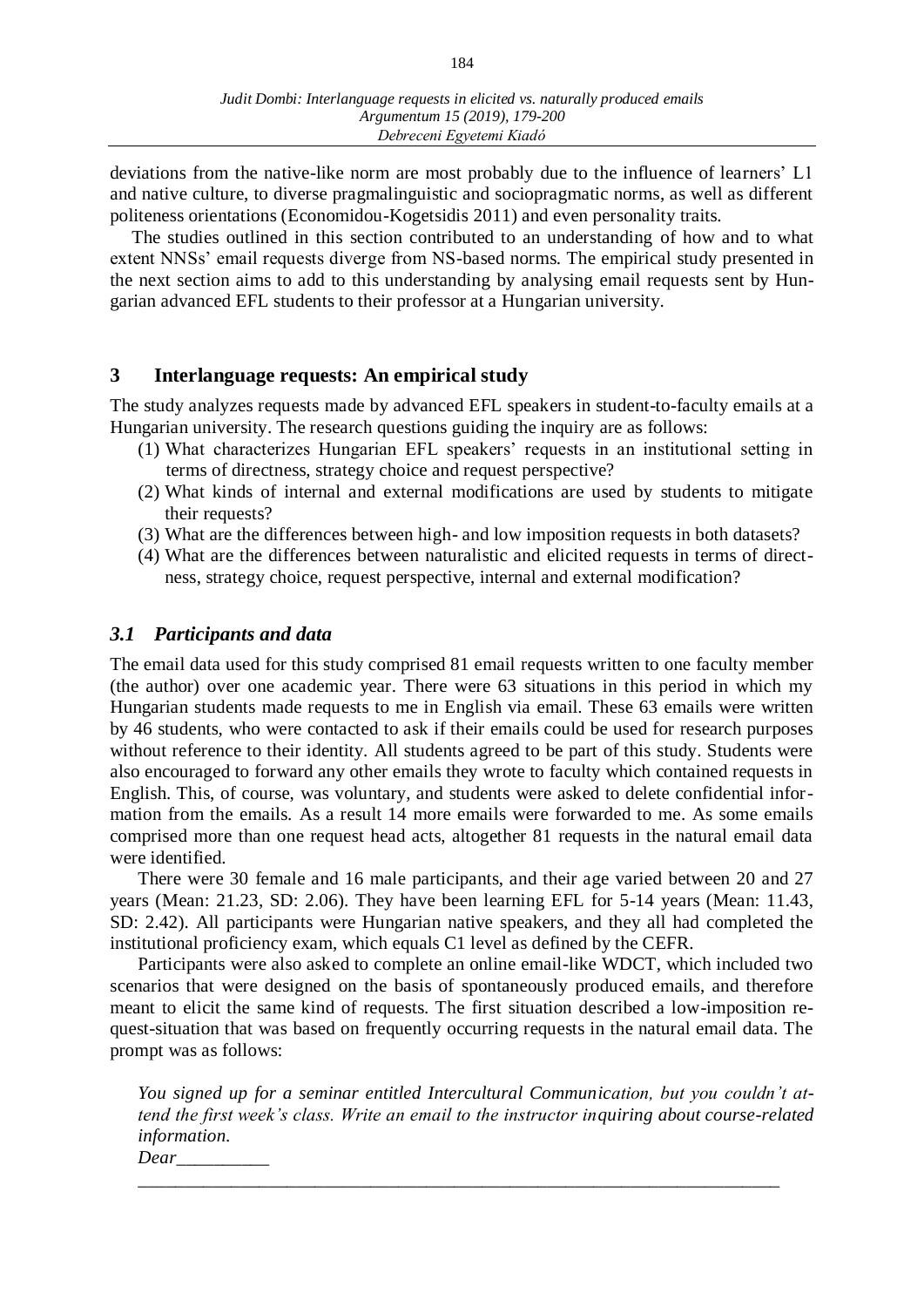deviations from the native-like norm are most probably due to the influence of learners' L1 and native culture, to diverse pragmalinguistic and sociopragmatic norms, as well as different politeness orientations (Economidou-Kogetsidis 2011) and even personality traits.

The studies outlined in this section contributed to an understanding of how and to what extent NNSs' email requests diverge from NS-based norms. The empirical study presented in the next section aims to add to this understanding by analysing email requests sent by Hungarian advanced EFL students to their professor at a Hungarian university.

## 3 Interlanguage requests: An empirical study

The study analyzes requests made by advanced EFL speakers in student-to-faculty emails at a Hungarian university. The research questions guiding the inquiry are as follows:

(1) What characterizes Hungarian EFL speakers' requests in an institutional setting in terms of directness, strategy choice and request perspective?
(2) What kinds of internal and external modifications are used by students to mitigate their requests?
(3) What are the differences between high- and low imposition requests in both datasets?
(4) What are the differences between naturalistic and elicited requests in terms of directness, strategy choice, request perspective, internal and external modification?

### *3.1 Participants and data*

The email data used for this study comprised 81 email requests written to one faculty member (the author) over one academic year. There were 63 situations in this period in which my Hungarian students made requests to me in English via email. These 63 emails were written by 46 students, who were contacted to ask if their emails could be used for research purposes without reference to their identity. All students agreed to be part of this study. Students were also encouraged to forward any other emails they wrote to faculty which contained requests in English. This, of course, was voluntary, and students were asked to delete confidential information from the emails. As a result 14 more emails were forwarded to me. As some emails comprised more than one request head acts, altogether 81 requests in the natural email data were identified.

There were 30 female and 16 male participants, and their age varied between 20 and 27 years (Mean: 21.23, SD: 2.06). They have been learning EFL for 5-14 years (Mean: 11.43, SD: 2.42). All participants were Hungarian native speakers, and they all had completed the institutional proficiency exam, which equals C1 level as defined by the CEFR.

Participants were also asked to complete an online email-like WDCT, which included two scenarios that were designed on the basis of spontaneously produced emails, and therefore meant to elicit the same kind of requests. The first situation described a low-imposition request-situation that was based on frequently occurring requests in the natural email data. The prompt was as follows:

*You signed up for a seminar entitled Intercultural Communication, but you couldn't attend the first week's class. Write an email to the instructor inquiring about course-related information.*
*Dear__________*
_______________________________________________________________________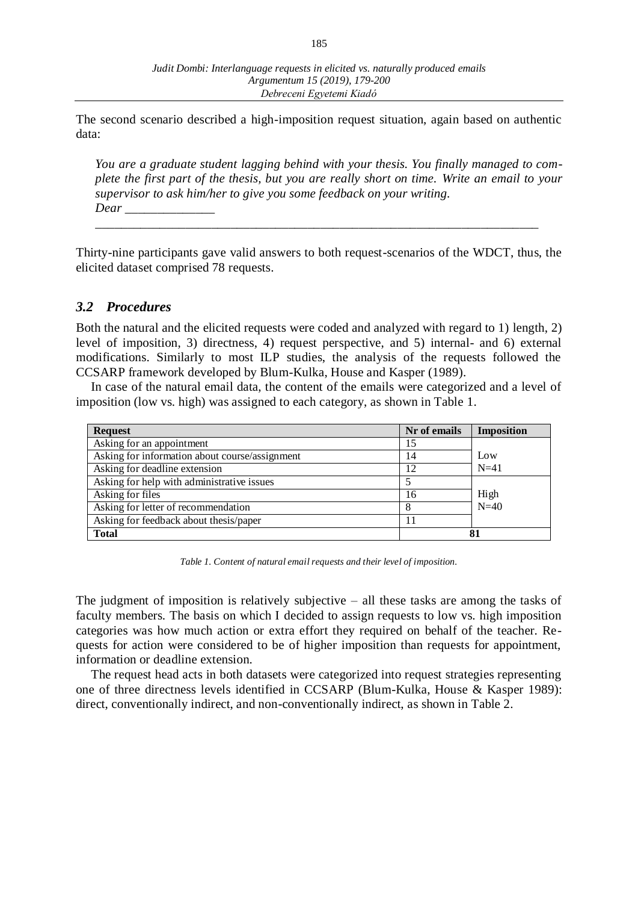The second scenario described a high-imposition request situation, again based on authentic data:

> *You are a graduate student lagging behind with your thesis. You finally managed to complete the first part of the thesis, but you are really short on time. Write an email to your supervisor to ask him/her to give you some feedback on your writing.*
> *Dear ______________*
> ______________________________________________________________________

Thirty-nine participants gave valid answers to both request-scenarios of the WDCT, thus, the elicited dataset comprised 78 requests.

### *3.2 Procedures*

Both the natural and the elicited requests were coded and analyzed with regard to 1) length, 2) level of imposition, 3) directness, 4) request perspective, and 5) internal- and 6) external modifications. Similarly to most ILP studies, the analysis of the requests followed the CCSARP framework developed by Blum-Kulka, House and Kasper (1989).

In case of the natural email data, the content of the emails were categorized and a level of imposition (low vs. high) was assigned to each category, as shown in Table 1.

| **Request** | **Nr of emails** | **Imposition** |
|---|---|---|
| Asking for an appointment | 15 | Low N=41 |
| Asking for information about course/assignment | 14 | |
| Asking for deadline extension | 12 | |
| Asking for help with administrative issues | 5 | High N=40 |
| Asking for files | 16 | |
| Asking for letter of recommendation | 8 | |
| Asking for feedback about thesis/paper | 11 | |
| **Total** | **81** | |

*Table 1. Content of natural email requests and their level of imposition.*

The judgment of imposition is relatively subjective – all these tasks are among the tasks of faculty members. The basis on which I decided to assign requests to low vs. high imposition categories was how much action or extra effort they required on behalf of the teacher. Requests for action were considered to be of higher imposition than requests for appointment, information or deadline extension.

The request head acts in both datasets were categorized into request strategies representing one of three directness levels identified in CCSARP (Blum-Kulka, House & Kasper 1989): direct, conventionally indirect, and non-conventionally indirect, as shown in Table 2.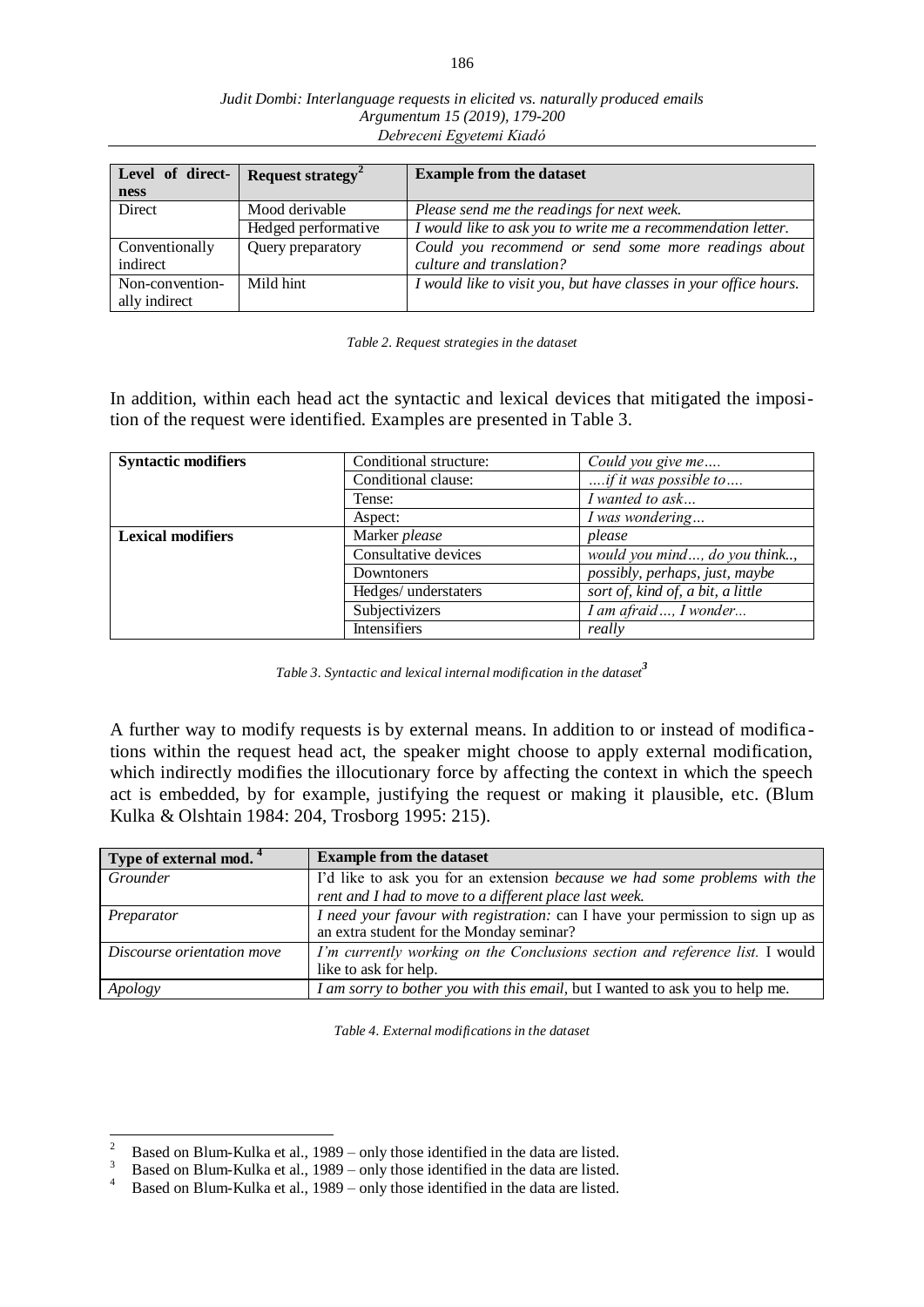| Level of directness | Request strategy[2] | Example from the dataset |
|---|---|---|
| Direct | Mood derivable | *Please send me the readings for next week.* |
| | Hedged performative | *I would like to ask you to write me a recommendation letter.* |
| Conventionally indirect | Query preparatory | *Could you recommend or send some more readings about culture and translation?* |
| Non-conventionally indirect | Mild hint | *I would like to visit you, but have classes in your office hours.* |

*Table 2. Request strategies in the dataset*

In addition, within each head act the syntactic and lexical devices that mitigated the imposition of the request were identified. Examples are presented in Table 3.

| | | |
|---|---|---|
| **Syntactic modifiers** | Conditional structure: | *Could you give me….* |
| | Conditional clause: | *….if it was possible to….* |
| | Tense: | *I wanted to ask…* |
| | Aspect: | *I was wondering…* |
| **Lexical modifiers** | Marker *please* | *please* |
| | Consultative devices | *would you mind…, do you think..,* |
| | Downtoners | *possibly, perhaps, just, maybe* |
| | Hedges/ understaters | *sort of, kind of, a bit, a little* |
| | Subjectivizers | *I am afraid…, I wonder…* |
| | Intensifiers | *really* |

*Table 3. Syntactic and lexical internal modification in the dataset*[3]

A further way to modify requests is by external means. In addition to or instead of modifications within the request head act, the speaker might choose to apply external modification, which indirectly modifies the illocutionary force by affecting the context in which the speech act is embedded, by for example, justifying the request or making it plausible, etc. (Blum Kulka & Olshtain 1984: 204, Trosborg 1995: 215).

| Type of external mod. [4] | Example from the dataset |
|---|---|
| *Grounder* | I'd like to ask you for an extension *because we had some problems with the rent and I had to move to a different place last week.* |
| *Preparator* | *I need your favour with registration:* can I have your permission to sign up as an extra student for the Monday seminar? |
| *Discourse orientation move* | *I'm currently working on the Conclusions section and reference list.* I would like to ask for help. |
| *Apology* | *I am sorry to bother you with this email,* but I wanted to ask you to help me. |

*Table 4. External modifications in the dataset*

---

[2] Based on Blum-Kulka et al., 1989 – only those identified in the data are listed.

[3] Based on Blum-Kulka et al., 1989 – only those identified in the data are listed.

[4] Based on Blum-Kulka et al., 1989 – only those identified in the data are listed.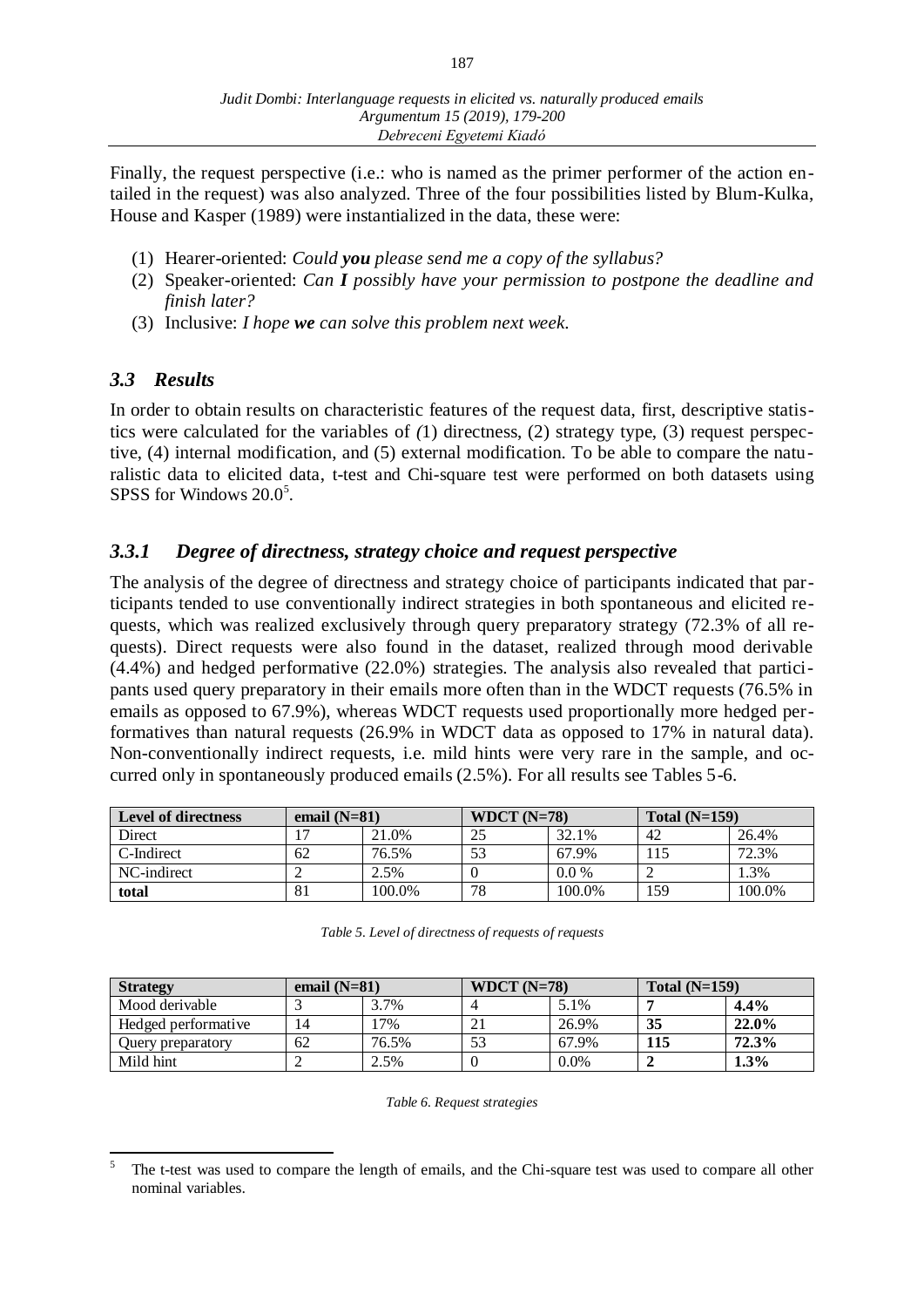Finally, the request perspective (i.e.: who is named as the primer performer of the action entailed in the request) was also analyzed. Three of the four possibilities listed by Blum-Kulka, House and Kasper (1989) were instantialized in the data, these were:

(1) Hearer-oriented: *Could **you** please send me a copy of the syllabus?*
(2) Speaker-oriented: *Can **I** possibly have your permission to postpone the deadline and finish later?*
(3) Inclusive: *I hope **we** can solve this problem next week.*

### *3.3 Results*

In order to obtain results on characteristic features of the request data, first, descriptive statistics were calculated for the variables of *(*1) directness, (2) strategy type, (3) request perspective, (4) internal modification, and (5) external modification. To be able to compare the naturalistic data to elicited data, t-test and Chi-square test were performed on both datasets using SPSS for Windows 20.0[5].

### *3.3.1 Degree of directness, strategy choice and request perspective*

The analysis of the degree of directness and strategy choice of participants indicated that participants tended to use conventionally indirect strategies in both spontaneous and elicited requests, which was realized exclusively through query preparatory strategy (72.3% of all requests). Direct requests were also found in the dataset, realized through mood derivable (4.4%) and hedged performative (22.0%) strategies. The analysis also revealed that participants used query preparatory in their emails more often than in the WDCT requests (76.5% in emails as opposed to 67.9%), whereas WDCT requests used proportionally more hedged performatives than natural requests (26.9% in WDCT data as opposed to 17% in natural data). Non-conventionally indirect requests, i.e. mild hints were very rare in the sample, and occurred only in spontaneously produced emails (2.5%). For all results see Tables 5-6.

| **Level of directness** | **email (N=81)** | | **WDCT (N=78)** | | **Total (N=159)** | |
|---|---|---|---|---|---|---|
| Direct | 17 | 21.0% | 25 | 32.1% | 42 | 26.4% |
| C-Indirect | 62 | 76.5% | 53 | 67.9% | 115 | 72.3% |
| NC-indirect | 2 | 2.5% | 0 | 0.0 % | 2 | 1.3% |
| **total** | 81 | 100.0% | 78 | 100.0% | 159 | 100.0% |

*Table 5. Level of directness of requests of requests*

| **Strategy** | **email (N=81)** | | **WDCT (N=78)** | | **Total (N=159)** | |
|---|---|---|---|---|---|---|
| Mood derivable | 3 | 3.7% | 4 | 5.1% | **7** | **4.4%** |
| Hedged performative | 14 | 17% | 21 | 26.9% | **35** | **22.0%** |
| Query preparatory | 62 | 76.5% | 53 | 67.9% | **115** | **72.3%** |
| Mild hint | 2 | 2.5% | 0 | 0.0% | **2** | **1.3%** |

*Table 6. Request strategies*

[5] The t-test was used to compare the length of emails, and the Chi-square test was used to compare all other nominal variables.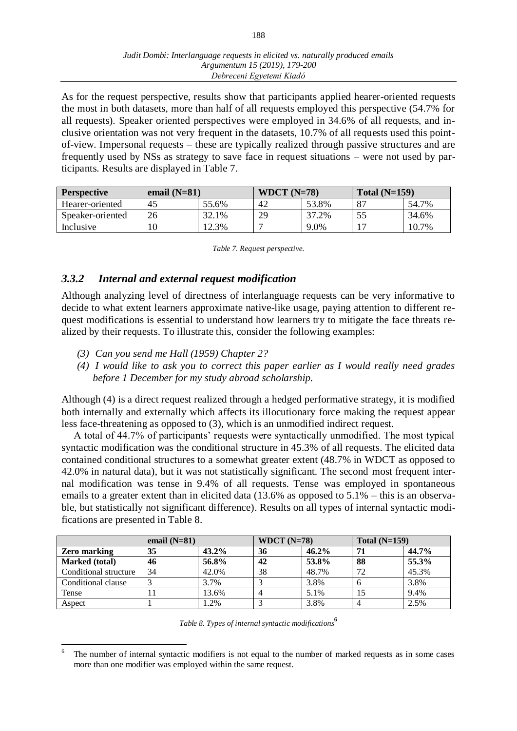As for the request perspective, results show that participants applied hearer-oriented requests the most in both datasets, more than half of all requests employed this perspective (54.7% for all requests). Speaker oriented perspectives were employed in 34.6% of all requests, and inclusive orientation was not very frequent in the datasets, 10.7% of all requests used this point-of-view. Impersonal requests – these are typically realized through passive structures and are frequently used by NSs as strategy to save face in request situations – were not used by participants. Results are displayed in Table 7.

| **Perspective** | **email (N=81)** | | **WDCT (N=78)** | | **Total (N=159)** | |
|---|---|---|---|---|---|---|
| Hearer-oriented | 45 | 55.6% | 42 | 53.8% | 87 | 54.7% |
| Speaker-oriented | 26 | 32.1% | 29 | 37.2% | 55 | 34.6% |
| Inclusive | 10 | 12.3% | 7 | 9.0% | 17 | 10.7% |

*Table 7. Request perspective.*

### *3.3.2 Internal and external request modification*

Although analyzing level of directness of interlanguage requests can be very informative to decide to what extent learners approximate native-like usage, paying attention to different request modifications is essential to understand how learners try to mitigate the face threats realized by their requests. To illustrate this, consider the following examples:

(3) *Can you send me Hall (1959) Chapter 2?*

(4) *I would like to ask you to correct this paper earlier as I would really need grades before 1 December for my study abroad scholarship.*

Although (4) is a direct request realized through a hedged performative strategy, it is modified both internally and externally which affects its illocutionary force making the request appear less face-threatening as opposed to (3), which is an unmodified indirect request.

A total of 44.7% of participants' requests were syntactically unmodified. The most typical syntactic modification was the conditional structure in 45.3% of all requests. The elicited data contained conditional structures to a somewhat greater extent (48.7% in WDCT as opposed to 42.0% in natural data), but it was not statistically significant. The second most frequent internal modification was tense in 9.4% of all requests. Tense was employed in spontaneous emails to a greater extent than in elicited data (13.6% as opposed to 5.1% – this is an observable, but statistically not significant difference). Results on all types of internal syntactic modifications are presented in Table 8.

| | **email (N=81)** | | **WDCT (N=78)** | | **Total (N=159)** | |
|---|---|---|---|---|---|---|
| **Zero marking** | **35** | **43.2%** | **36** | **46.2%** | **71** | **44.7%** |
| **Marked (total)** | **46** | **56.8%** | **42** | **53.8%** | **88** | **55.3%** |
| Conditional structure | 34 | 42.0% | 38 | 48.7% | 72 | 45.3% |
| Conditional clause | 3 | 3.7% | 3 | 3.8% | 6 | 3.8% |
| Tense | 11 | 13.6% | 4 | 5.1% | 15 | 9.4% |
| Aspect | 1 | 1.2% | 3 | 3.8% | 4 | 2.5% |

*Table 8. Types of internal syntactic modifications*[6]

[6] The number of internal syntactic modifiers is not equal to the number of marked requests as in some cases more than one modifier was employed within the same request.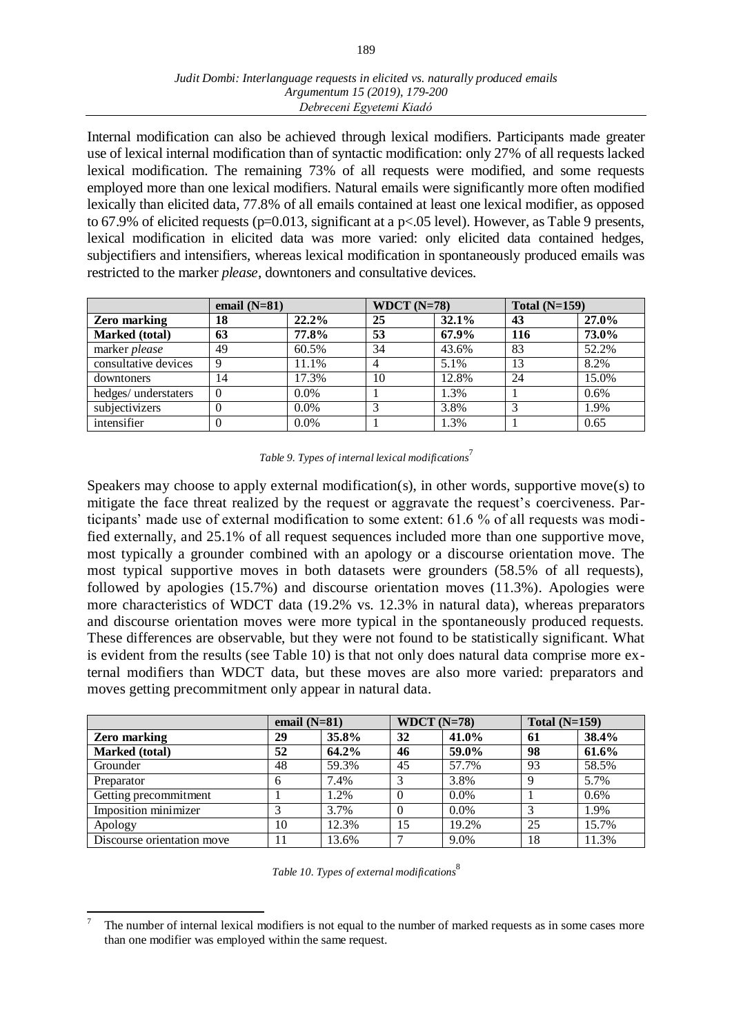Internal modification can also be achieved through lexical modifiers. Participants made greater use of lexical internal modification than of syntactic modification: only 27% of all requests lacked lexical modification. The remaining 73% of all requests were modified, and some requests employed more than one lexical modifiers. Natural emails were significantly more often modified lexically than elicited data, 77.8% of all emails contained at least one lexical modifier, as opposed to 67.9% of elicited requests ($p=0.013$, significant at a $p<.05$ level). However, as Table 9 presents, lexical modification in elicited data was more varied: only elicited data contained hedges, subjectifiers and intensifiers, whereas lexical modification in spontaneously produced emails was restricted to the marker *please*, downtoners and consultative devices.

| | email (N=81) | | WDCT (N=78) | | Total (N=159) | |
|---|---|---|---|---|---|---|
| **Zero marking** | **18** | **22.2%** | **25** | **32.1%** | **43** | **27.0%** |
| **Marked (total)** | **63** | **77.8%** | **53** | **67.9%** | **116** | **73.0%** |
| marker *please* | 49 | 60.5% | 34 | 43.6% | 83 | 52.2% |
| consultative devices | 9 | 11.1% | 4 | 5.1% | 13 | 8.2% |
| downtoners | 14 | 17.3% | 10 | 12.8% | 24 | 15.0% |
| hedges/ understaters | 0 | 0.0% | 1 | 1.3% | 1 | 0.6% |
| subjectivizers | 0 | 0.0% | 3 | 3.8% | 3 | 1.9% |
| intensifier | 0 | 0.0% | 1 | 1.3% | 1 | 0.65 |

*Table 9. Types of internal lexical modifications*[7]

Speakers may choose to apply external modification(s), in other words, supportive move(s) to mitigate the face threat realized by the request or aggravate the request's coerciveness. Participants' made use of external modification to some extent: 61.6 % of all requests was modified externally, and 25.1% of all request sequences included more than one supportive move, most typically a grounder combined with an apology or a discourse orientation move. The most typical supportive moves in both datasets were grounders (58.5% of all requests), followed by apologies (15.7%) and discourse orientation moves (11.3%). Apologies were more characteristics of WDCT data (19.2% vs. 12.3% in natural data), whereas preparators and discourse orientation moves were more typical in the spontaneously produced requests. These differences are observable, but they were not found to be statistically significant. What is evident from the results (see Table 10) is that not only does natural data comprise more external modifiers than WDCT data, but these moves are also more varied: preparators and moves getting precommitment only appear in natural data.

| | email (N=81) | | WDCT (N=78) | | Total (N=159) | |
|---|---|---|---|---|---|---|
| **Zero marking** | **29** | **35.8%** | **32** | **41.0%** | **61** | **38.4%** |
| **Marked (total)** | **52** | **64.2%** | **46** | **59.0%** | **98** | **61.6%** |
| Grounder | 48 | 59.3% | 45 | 57.7% | 93 | 58.5% |
| Preparator | 6 | 7.4% | 3 | 3.8% | 9 | 5.7% |
| Getting precommitment | 1 | 1.2% | 0 | 0.0% | 1 | 0.6% |
| Imposition minimizer | 3 | 3.7% | 0 | 0.0% | 3 | 1.9% |
| Apology | 10 | 12.3% | 15 | 19.2% | 25 | 15.7% |
| Discourse orientation move | 11 | 13.6% | 7 | 9.0% | 18 | 11.3% |

*Table 10. Types of external modifications*[8]

[7] The number of internal lexical modifiers is not equal to the number of marked requests as in some cases more than one modifier was employed within the same request.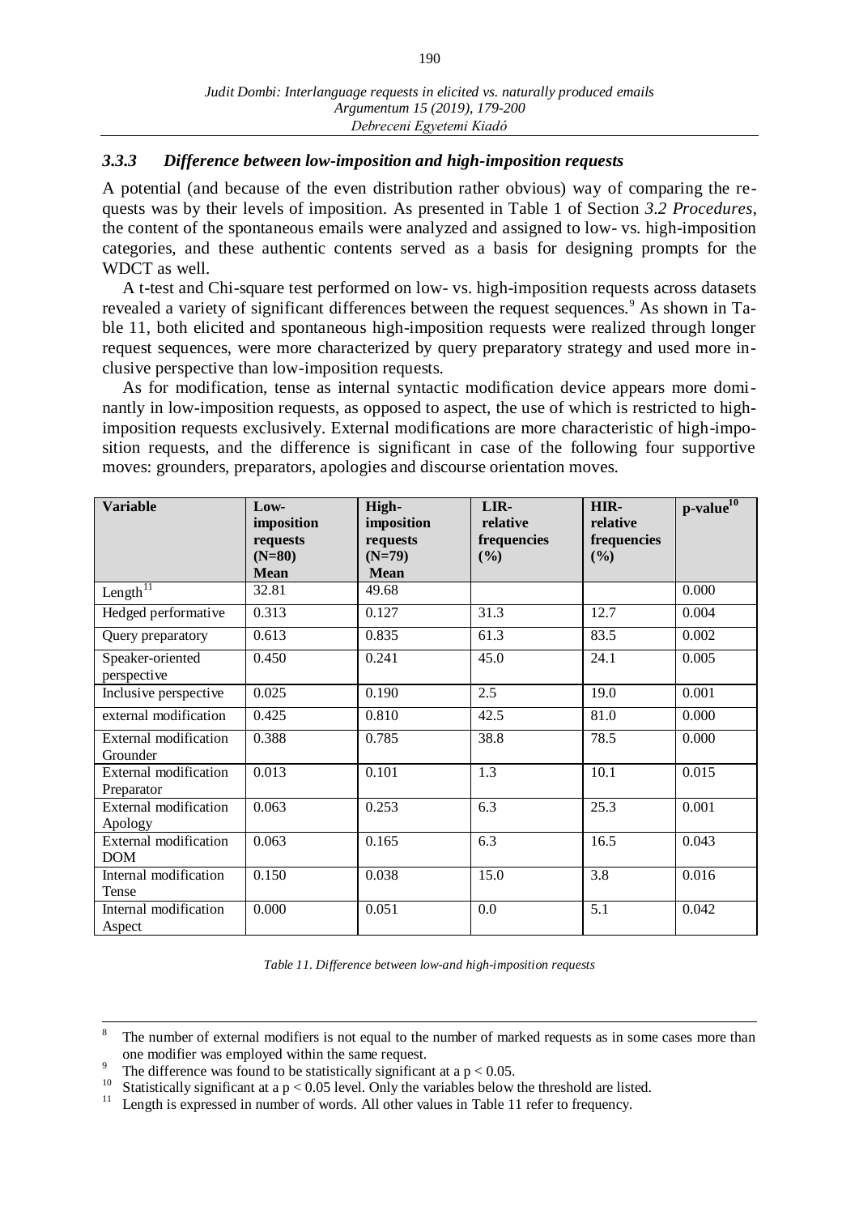### *3.3.3 Difference between low-imposition and high-imposition requests*

A potential (and because of the even distribution rather obvious) way of comparing the requests was by their levels of imposition. As presented in Table 1 of Section *3.2 Procedures*, the content of the spontaneous emails were analyzed and assigned to low- vs. high-imposition categories, and these authentic contents served as a basis for designing prompts for the WDCT as well.

A t-test and Chi-square test performed on low- vs. high-imposition requests across datasets revealed a variety of significant differences between the request sequences.[9] As shown in Table 11, both elicited and spontaneous high-imposition requests were realized through longer request sequences, were more characterized by query preparatory strategy and used more inclusive perspective than low-imposition requests.

As for modification, tense as internal syntactic modification device appears more dominantly in low-imposition requests, as opposed to aspect, the use of which is restricted to high-imposition requests exclusively. External modifications are more characteristic of high-imposition requests, and the difference is significant in case of the following four supportive moves: grounders, preparators, apologies and discourse orientation moves.

| Variable | Low-imposition requests (N=80) Mean | High-imposition requests (N=79) Mean | LIR-relative frequencies (%) | HIR-relative frequencies (%) | p-value[10] |
|---|---|---|---|---|---|
| Length[11] | 32.81 | 49.68 | | | 0.000 |
| Hedged performative | 0.313 | 0.127 | 31.3 | 12.7 | 0.004 |
| Query preparatory | 0.613 | 0.835 | 61.3 | 83.5 | 0.002 |
| Speaker-oriented perspective | 0.450 | 0.241 | 45.0 | 24.1 | 0.005 |
| Inclusive perspective | 0.025 | 0.190 | 2.5 | 19.0 | 0.001 |
| external modification | 0.425 | 0.810 | 42.5 | 81.0 | 0.000 |
| External modification Grounder | 0.388 | 0.785 | 38.8 | 78.5 | 0.000 |
| External modification Preparator | 0.013 | 0.101 | 1.3 | 10.1 | 0.015 |
| External modification Apology | 0.063 | 0.253 | 6.3 | 25.3 | 0.001 |
| External modification DOM | 0.063 | 0.165 | 6.3 | 16.5 | 0.043 |
| Internal modification Tense | 0.150 | 0.038 | 15.0 | 3.8 | 0.016 |
| Internal modification Aspect | 0.000 | 0.051 | 0.0 | 5.1 | 0.042 |

*Table 11. Difference between low-and high-imposition requests*

---

[8] The number of external modifiers is not equal to the number of marked requests as in some cases more than one modifier was employed within the same request.

[9] The difference was found to be statistically significant at a $p < 0.05$.

[10] Statistically significant at a $p < 0.05$ level. Only the variables below the threshold are listed.

[11] Length is expressed in number of words. All other values in Table 11 refer to frequency.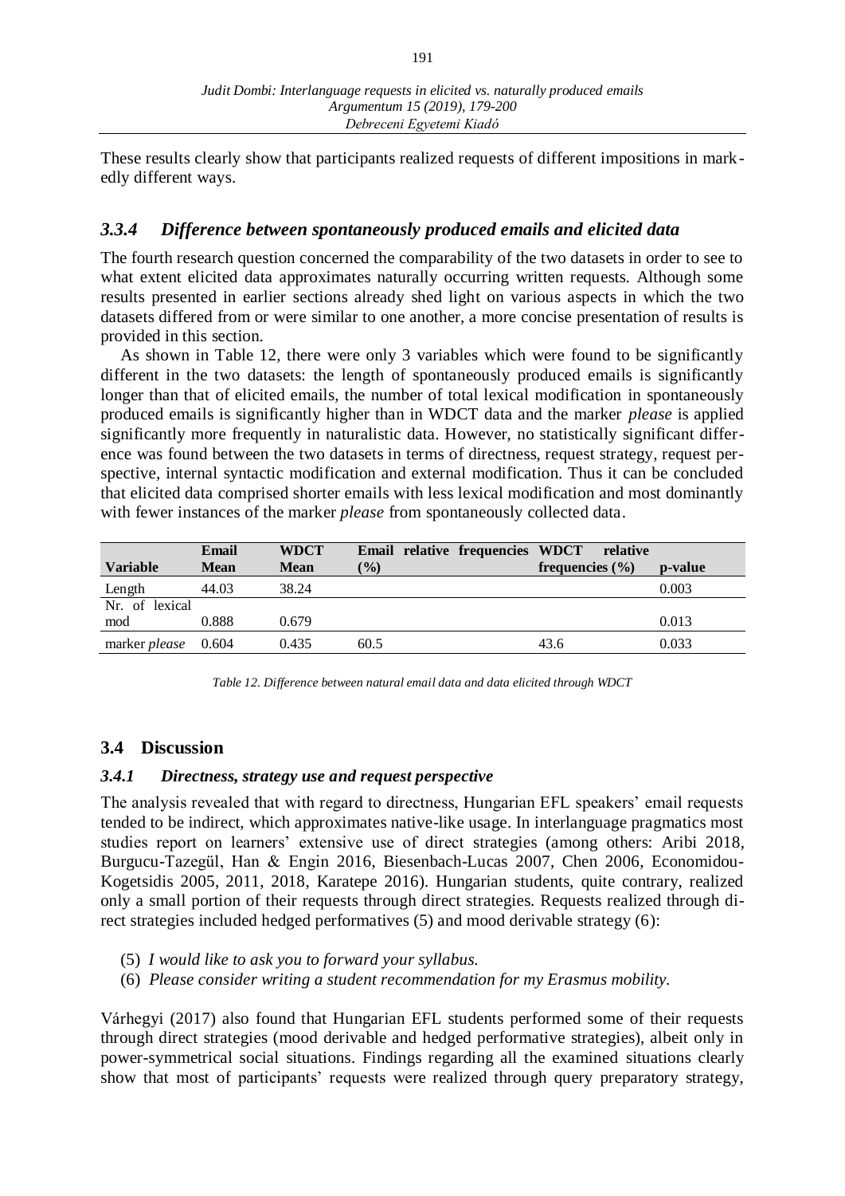These results clearly show that participants realized requests of different impositions in markedly different ways.

### *3.3.4 Difference between spontaneously produced emails and elicited data*

The fourth research question concerned the comparability of the two datasets in order to see to what extent elicited data approximates naturally occurring written requests. Although some results presented in earlier sections already shed light on various aspects in which the two datasets differed from or were similar to one another, a more concise presentation of results is provided in this section.

As shown in Table 12, there were only 3 variables which were found to be significantly different in the two datasets: the length of spontaneously produced emails is significantly longer than that of elicited emails, the number of total lexical modification in spontaneously produced emails is significantly higher than in WDCT data and the marker *please* is applied significantly more frequently in naturalistic data. However, no statistically significant difference was found between the two datasets in terms of directness, request strategy, request perspective, internal syntactic modification and external modification. Thus it can be concluded that elicited data comprised shorter emails with less lexical modification and most dominantly with fewer instances of the marker *please* from spontaneously collected data.

| **Variable** | **Email Mean** | **WDCT Mean** | **Email relative frequencies (%)** | **WDCT relative frequencies (%)** | **p-value** |
|---|---|---|---|---|---|
| Length | 44.03 | 38.24 | | | 0.003 |
| Nr. of lexical mod | 0.888 | 0.679 | | | 0.013 |
| marker *please* | 0.604 | 0.435 | 60.5 | 43.6 | 0.033 |

*Table 12. Difference between natural email data and data elicited through WDCT*

## 3.4 Discussion

### *3.4.1 Directness, strategy use and request perspective*

The analysis revealed that with regard to directness, Hungarian EFL speakers' email requests tended to be indirect, which approximates native-like usage. In interlanguage pragmatics most studies report on learners' extensive use of direct strategies (among others: Aribi 2018, Burgucu-Tazegül, Han & Engin 2016, Biesenbach-Lucas 2007, Chen 2006, Economidou-Kogetsidis 2005, 2011, 2018, Karatepe 2016). Hungarian students, quite contrary, realized only a small portion of their requests through direct strategies. Requests realized through direct strategies included hedged performatives (5) and mood derivable strategy (6):

(5) *I would like to ask you to forward your syllabus.*

(6) *Please consider writing a student recommendation for my Erasmus mobility.*

Várhegyi (2017) also found that Hungarian EFL students performed some of their requests through direct strategies (mood derivable and hedged performative strategies), albeit only in power-symmetrical social situations. Findings regarding all the examined situations clearly show that most of participants' requests were realized through query preparatory strategy,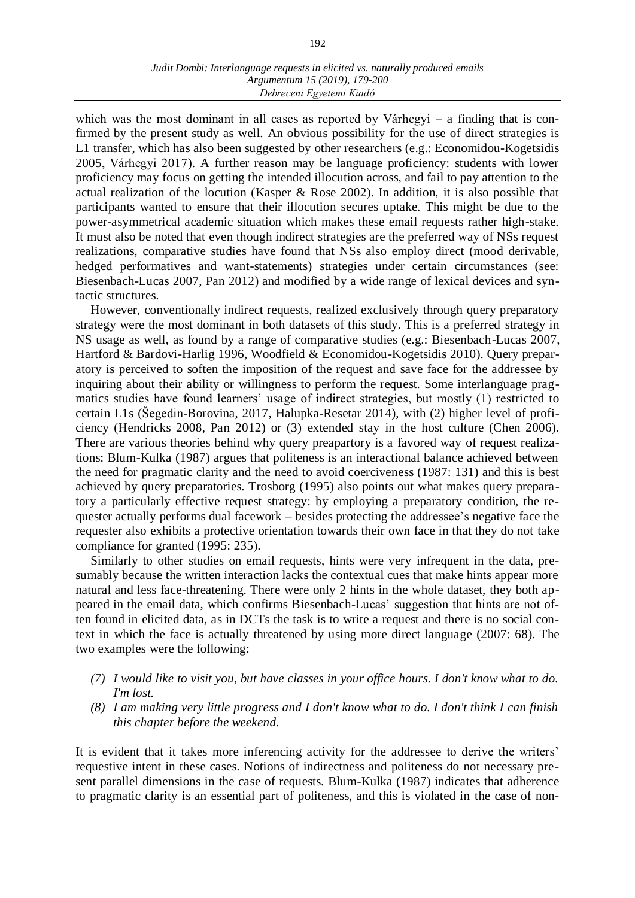which was the most dominant in all cases as reported by Várhegyi – a finding that is confirmed by the present study as well. An obvious possibility for the use of direct strategies is L1 transfer, which has also been suggested by other researchers (e.g.: Economidou-Kogetsidis 2005, Várhegyi 2017). A further reason may be language proficiency: students with lower proficiency may focus on getting the intended illocution across, and fail to pay attention to the actual realization of the locution (Kasper & Rose 2002). In addition, it is also possible that participants wanted to ensure that their illocution secures uptake. This might be due to the power-asymmetrical academic situation which makes these email requests rather high-stake. It must also be noted that even though indirect strategies are the preferred way of NSs request realizations, comparative studies have found that NSs also employ direct (mood derivable, hedged performatives and want-statements) strategies under certain circumstances (see: Biesenbach-Lucas 2007, Pan 2012) and modified by a wide range of lexical devices and syntactic structures.

However, conventionally indirect requests, realized exclusively through query preparatory strategy were the most dominant in both datasets of this study. This is a preferred strategy in NS usage as well, as found by a range of comparative studies (e.g.: Biesenbach-Lucas 2007, Hartford & Bardovi-Harlig 1996, Woodfield & Economidou-Kogetsidis 2010). Query preparatory is perceived to soften the imposition of the request and save face for the addressee by inquiring about their ability or willingness to perform the request. Some interlanguage pragmatics studies have found learners' usage of indirect strategies, but mostly (1) restricted to certain L1s (Šegedin-Borovina, 2017, Halupka-Resetar 2014), with (2) higher level of proficiency (Hendricks 2008, Pan 2012) or (3) extended stay in the host culture (Chen 2006). There are various theories behind why query preapartory is a favored way of request realizations: Blum-Kulka (1987) argues that politeness is an interactional balance achieved between the need for pragmatic clarity and the need to avoid coerciveness (1987: 131) and this is best achieved by query preparatories. Trosborg (1995) also points out what makes query preparatory a particularly effective request strategy: by employing a preparatory condition, the requester actually performs dual facework – besides protecting the addressee's negative face the requester also exhibits a protective orientation towards their own face in that they do not take compliance for granted (1995: 235).

Similarly to other studies on email requests, hints were very infrequent in the data, presumably because the written interaction lacks the contextual cues that make hints appear more natural and less face-threatening. There were only 2 hints in the whole dataset, they both appeared in the email data, which confirms Biesenbach-Lucas' suggestion that hints are not often found in elicited data, as in DCTs the task is to write a request and there is no social context in which the face is actually threatened by using more direct language (2007: 68). The two examples were the following:

*(7) I would like to visit you, but have classes in your office hours. I don't know what to do. I'm lost.*

*(8) I am making very little progress and I don't know what to do. I don't think I can finish this chapter before the weekend.*

It is evident that it takes more inferencing activity for the addressee to derive the writers' requestive intent in these cases. Notions of indirectness and politeness do not necessary present parallel dimensions in the case of requests. Blum-Kulka (1987) indicates that adherence to pragmatic clarity is an essential part of politeness, and this is violated in the case of non-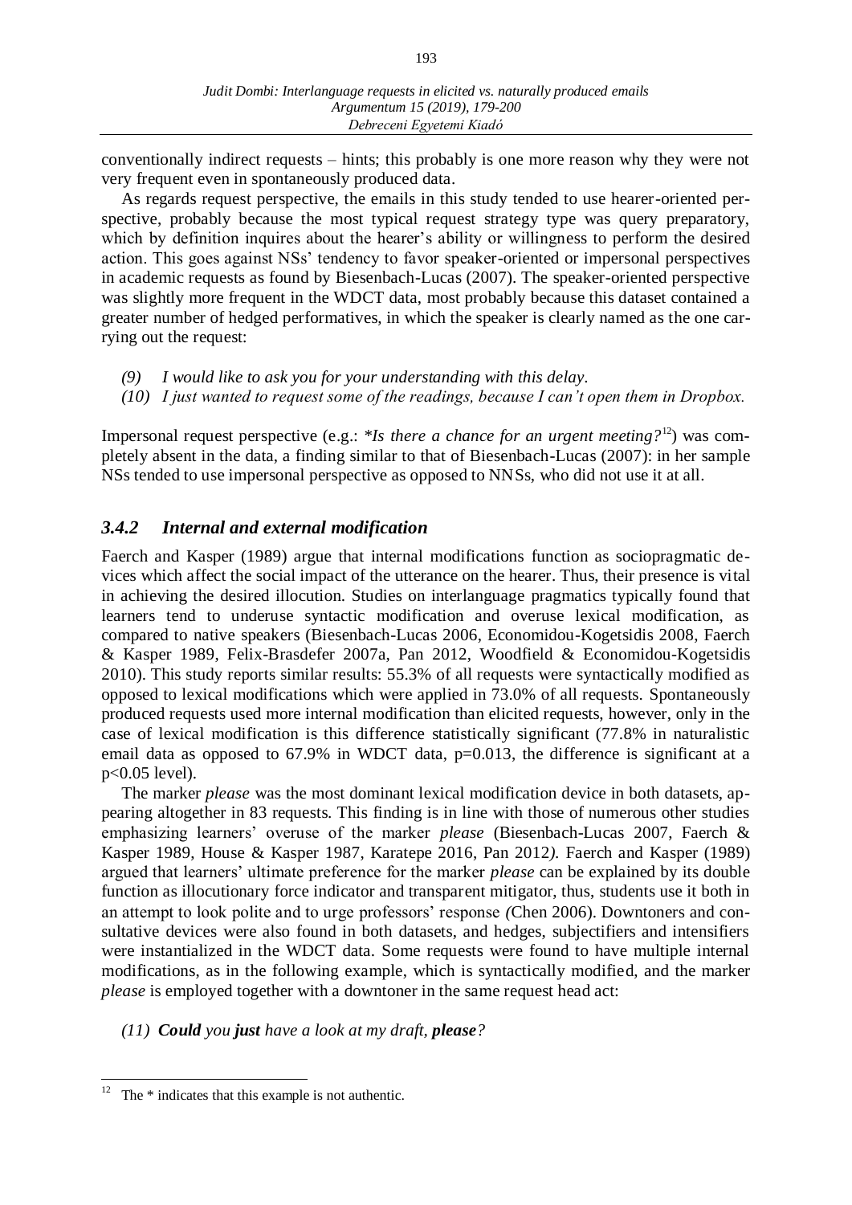conventionally indirect requests – hints; this probably is one more reason why they were not very frequent even in spontaneously produced data.

As regards request perspective, the emails in this study tended to use hearer-oriented perspective, probably because the most typical request strategy type was query preparatory, which by definition inquires about the hearer's ability or willingness to perform the desired action. This goes against NSs' tendency to favor speaker-oriented or impersonal perspectives in academic requests as found by Biesenbach-Lucas (2007). The speaker-oriented perspective was slightly more frequent in the WDCT data, most probably because this dataset contained a greater number of hedged performatives, in which the speaker is clearly named as the one carrying out the request:

*(9) I would like to ask you for your understanding with this delay.*

*(10) I just wanted to request some of the readings, because I can't open them in Dropbox.*

Impersonal request perspective (e.g.: *\*Is there a chance for an urgent meeting?*[12]) was completely absent in the data, a finding similar to that of Biesenbach-Lucas (2007): in her sample NSs tended to use impersonal perspective as opposed to NNSs, who did not use it at all.

### *3.4.2 Internal and external modification*

Faerch and Kasper (1989) argue that internal modifications function as sociopragmatic devices which affect the social impact of the utterance on the hearer. Thus, their presence is vital in achieving the desired illocution. Studies on interlanguage pragmatics typically found that learners tend to underuse syntactic modification and overuse lexical modification, as compared to native speakers (Biesenbach-Lucas 2006, Economidou-Kogetsidis 2008, Faerch & Kasper 1989, Felix-Brasdefer 2007a, Pan 2012, Woodfield & Economidou-Kogetsidis 2010). This study reports similar results: 55.3% of all requests were syntactically modified as opposed to lexical modifications which were applied in 73.0% of all requests. Spontaneously produced requests used more internal modification than elicited requests, however, only in the case of lexical modification is this difference statistically significant (77.8% in naturalistic email data as opposed to 67.9% in WDCT data, $p=0.013$, the difference is significant at a $p<0.05$ level).

The marker *please* was the most dominant lexical modification device in both datasets, appearing altogether in 83 requests. This finding is in line with those of numerous other studies emphasizing learners' overuse of the marker *please* (Biesenbach-Lucas 2007, Faerch & Kasper 1989, House & Kasper 1987, Karatepe 2016, Pan 2012*).* Faerch and Kasper (1989) argued that learners' ultimate preference for the marker *please* can be explained by its double function as illocutionary force indicator and transparent mitigator, thus, students use it both in an attempt to look polite and to urge professors' response *(*Chen 2006). Downtoners and consultative devices were also found in both datasets, and hedges, subjectifiers and intensifiers were instantialized in the WDCT data. Some requests were found to have multiple internal modifications, as in the following example, which is syntactically modified, and the marker *please* is employed together with a downtoner in the same request head act:

*(11) **Could** you **just** have a look at my draft, **please**?*

---

[12] The * indicates that this example is not authentic.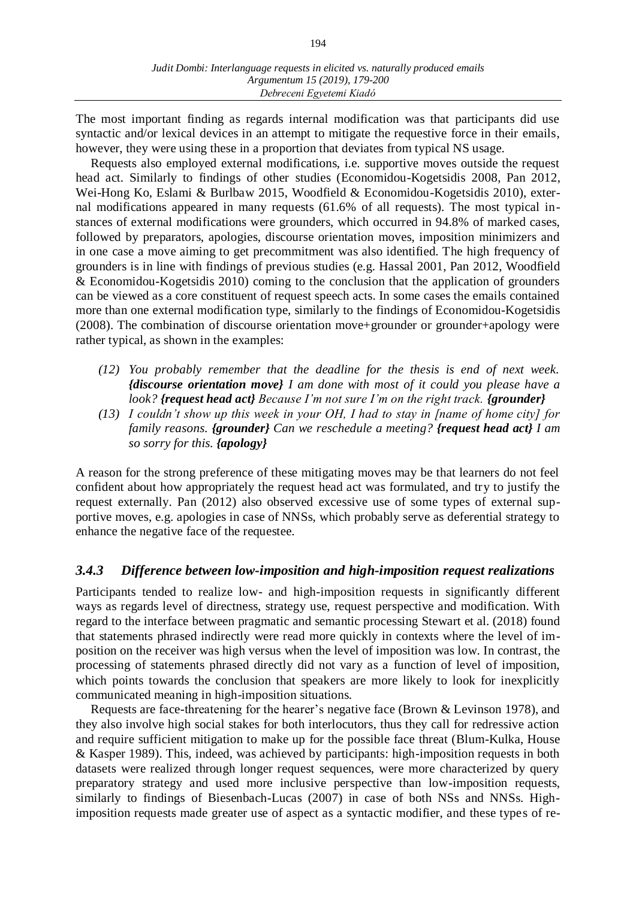The most important finding as regards internal modification was that participants did use syntactic and/or lexical devices in an attempt to mitigate the requestive force in their emails, however, they were using these in a proportion that deviates from typical NS usage.

Requests also employed external modifications, i.e. supportive moves outside the request head act. Similarly to findings of other studies (Economidou-Kogetsidis 2008, Pan 2012, Wei-Hong Ko, Eslami & Burlbaw 2015, Woodfield & Economidou-Kogetsidis 2010), external modifications appeared in many requests (61.6% of all requests). The most typical instances of external modifications were grounders, which occurred in 94.8% of marked cases, followed by preparators, apologies, discourse orientation moves, imposition minimizers and in one case a move aiming to get precommitment was also identified. The high frequency of grounders is in line with findings of previous studies (e.g. Hassal 2001, Pan 2012, Woodfield & Economidou-Kogetsidis 2010) coming to the conclusion that the application of grounders can be viewed as a core constituent of request speech acts. In some cases the emails contained more than one external modification type, similarly to the findings of Economidou-Kogetsidis (2008). The combination of discourse orientation move+grounder or grounder+apology were rather typical, as shown in the examples:

- *(12) You probably remember that the deadline for the thesis is end of next week.* ***{discourse orientation move}*** *I am done with most of it could you please have a look?* ***{request head act}*** *Because I'm not sure I'm on the right track.* ***{grounder}***
- *(13) I couldn't show up this week in your OH, I had to stay in [name of home city] for family reasons.* ***{grounder}*** *Can we reschedule a meeting?* ***{request head act}*** *I am so sorry for this.* ***{apology}***

A reason for the strong preference of these mitigating moves may be that learners do not feel confident about how appropriately the request head act was formulated, and try to justify the request externally. Pan (2012) also observed excessive use of some types of external supportive moves, e.g. apologies in case of NNSs, which probably serve as deferential strategy to enhance the negative face of the requestee.

### *3.4.3 Difference between low-imposition and high-imposition request realizations*

Participants tended to realize low- and high-imposition requests in significantly different ways as regards level of directness, strategy use, request perspective and modification. With regard to the interface between pragmatic and semantic processing Stewart et al. (2018) found that statements phrased indirectly were read more quickly in contexts where the level of imposition on the receiver was high versus when the level of imposition was low. In contrast, the processing of statements phrased directly did not vary as a function of level of imposition, which points towards the conclusion that speakers are more likely to look for inexplicitly communicated meaning in high-imposition situations.

Requests are face-threatening for the hearer's negative face (Brown & Levinson 1978), and they also involve high social stakes for both interlocutors, thus they call for redressive action and require sufficient mitigation to make up for the possible face threat (Blum-Kulka, House & Kasper 1989). This, indeed, was achieved by participants: high-imposition requests in both datasets were realized through longer request sequences, were more characterized by query preparatory strategy and used more inclusive perspective than low-imposition requests, similarly to findings of Biesenbach-Lucas (2007) in case of both NSs and NNSs. High-imposition requests made greater use of aspect as a syntactic modifier, and these types of re-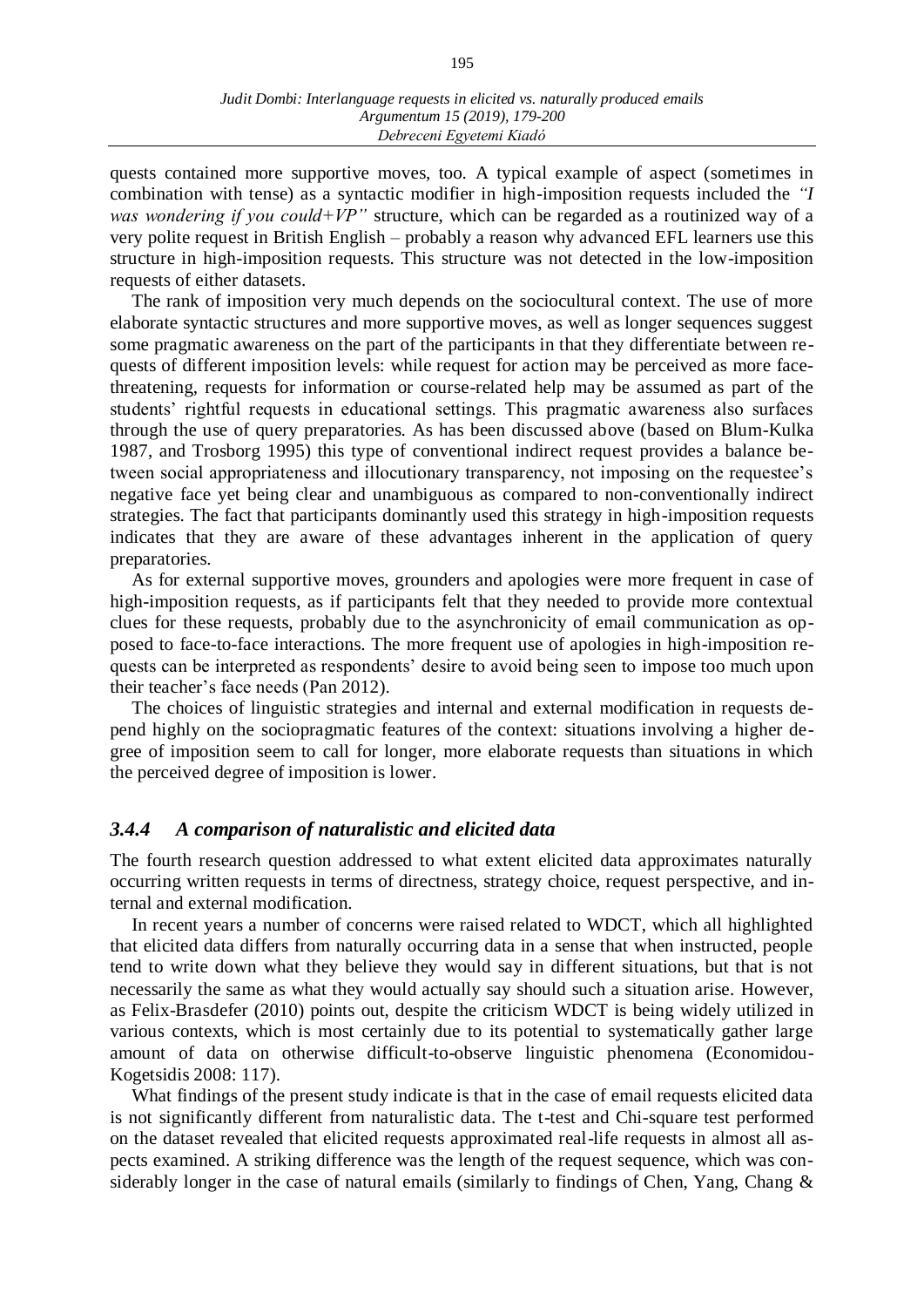quests contained more supportive moves, too. A typical example of aspect (sometimes in combination with tense) as a syntactic modifier in high-imposition requests included the *"I was wondering if you could+VP"* structure, which can be regarded as a routinized way of a very polite request in British English – probably a reason why advanced EFL learners use this structure in high-imposition requests. This structure was not detected in the low-imposition requests of either datasets.

The rank of imposition very much depends on the sociocultural context. The use of more elaborate syntactic structures and more supportive moves, as well as longer sequences suggest some pragmatic awareness on the part of the participants in that they differentiate between requests of different imposition levels: while request for action may be perceived as more face-threatening, requests for information or course-related help may be assumed as part of the students' rightful requests in educational settings. This pragmatic awareness also surfaces through the use of query preparatories. As has been discussed above (based on Blum-Kulka 1987, and Trosborg 1995) this type of conventional indirect request provides a balance between social appropriateness and illocutionary transparency, not imposing on the requestee's negative face yet being clear and unambiguous as compared to non-conventionally indirect strategies. The fact that participants dominantly used this strategy in high-imposition requests indicates that they are aware of these advantages inherent in the application of query preparatories.

As for external supportive moves, grounders and apologies were more frequent in case of high-imposition requests, as if participants felt that they needed to provide more contextual clues for these requests, probably due to the asynchronicity of email communication as opposed to face-to-face interactions. The more frequent use of apologies in high-imposition requests can be interpreted as respondents' desire to avoid being seen to impose too much upon their teacher's face needs (Pan 2012).

The choices of linguistic strategies and internal and external modification in requests depend highly on the sociopragmatic features of the context: situations involving a higher degree of imposition seem to call for longer, more elaborate requests than situations in which the perceived degree of imposition is lower.

### *3.4.4 A comparison of naturalistic and elicited data*

The fourth research question addressed to what extent elicited data approximates naturally occurring written requests in terms of directness, strategy choice, request perspective, and internal and external modification.

In recent years a number of concerns were raised related to WDCT, which all highlighted that elicited data differs from naturally occurring data in a sense that when instructed, people tend to write down what they believe they would say in different situations, but that is not necessarily the same as what they would actually say should such a situation arise. However, as Felix-Brasdefer (2010) points out, despite the criticism WDCT is being widely utilized in various contexts, which is most certainly due to its potential to systematically gather large amount of data on otherwise difficult-to-observe linguistic phenomena (Economidou-Kogetsidis 2008: 117).

What findings of the present study indicate is that in the case of email requests elicited data is not significantly different from naturalistic data. The t-test and Chi-square test performed on the dataset revealed that elicited requests approximated real-life requests in almost all aspects examined. A striking difference was the length of the request sequence, which was considerably longer in the case of natural emails (similarly to findings of Chen, Yang, Chang &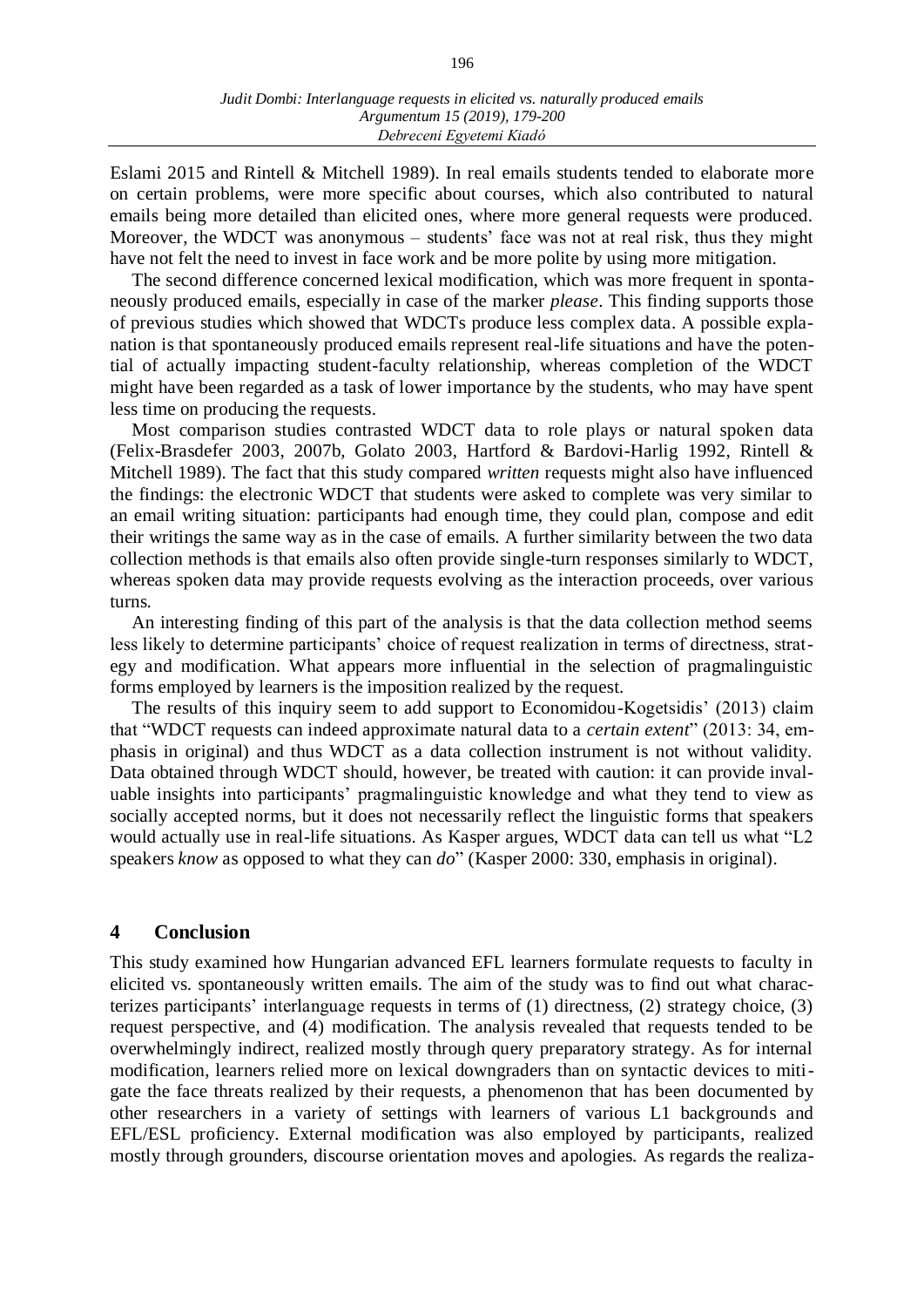Eslami 2015 and Rintell & Mitchell 1989). In real emails students tended to elaborate more on certain problems, were more specific about courses, which also contributed to natural emails being more detailed than elicited ones, where more general requests were produced. Moreover, the WDCT was anonymous – students' face was not at real risk, thus they might have not felt the need to invest in face work and be more polite by using more mitigation.

The second difference concerned lexical modification, which was more frequent in spontaneously produced emails, especially in case of the marker *please*. This finding supports those of previous studies which showed that WDCTs produce less complex data. A possible explanation is that spontaneously produced emails represent real-life situations and have the potential of actually impacting student-faculty relationship, whereas completion of the WDCT might have been regarded as a task of lower importance by the students, who may have spent less time on producing the requests.

Most comparison studies contrasted WDCT data to role plays or natural spoken data (Felix-Brasdefer 2003, 2007b, Golato 2003, Hartford & Bardovi-Harlig 1992, Rintell & Mitchell 1989). The fact that this study compared *written* requests might also have influenced the findings: the electronic WDCT that students were asked to complete was very similar to an email writing situation: participants had enough time, they could plan, compose and edit their writings the same way as in the case of emails. A further similarity between the two data collection methods is that emails also often provide single-turn responses similarly to WDCT, whereas spoken data may provide requests evolving as the interaction proceeds, over various turns.

An interesting finding of this part of the analysis is that the data collection method seems less likely to determine participants' choice of request realization in terms of directness, strategy and modification. What appears more influential in the selection of pragmalinguistic forms employed by learners is the imposition realized by the request.

The results of this inquiry seem to add support to Economidou-Kogetsidis' (2013) claim that "WDCT requests can indeed approximate natural data to a *certain extent*" (2013: 34, emphasis in original) and thus WDCT as a data collection instrument is not without validity. Data obtained through WDCT should, however, be treated with caution: it can provide invaluable insights into participants' pragmalinguistic knowledge and what they tend to view as socially accepted norms, but it does not necessarily reflect the linguistic forms that speakers would actually use in real-life situations. As Kasper argues, WDCT data can tell us what "L2 speakers *know* as opposed to what they can *do*" (Kasper 2000: 330, emphasis in original).

## 4 Conclusion

This study examined how Hungarian advanced EFL learners formulate requests to faculty in elicited vs. spontaneously written emails. The aim of the study was to find out what characterizes participants' interlanguage requests in terms of (1) directness, (2) strategy choice, (3) request perspective, and (4) modification. The analysis revealed that requests tended to be overwhelmingly indirect, realized mostly through query preparatory strategy. As for internal modification, learners relied more on lexical downgraders than on syntactic devices to mitigate the face threats realized by their requests, a phenomenon that has been documented by other researchers in a variety of settings with learners of various L1 backgrounds and EFL/ESL proficiency. External modification was also employed by participants, realized mostly through grounders, discourse orientation moves and apologies. As regards the realiza-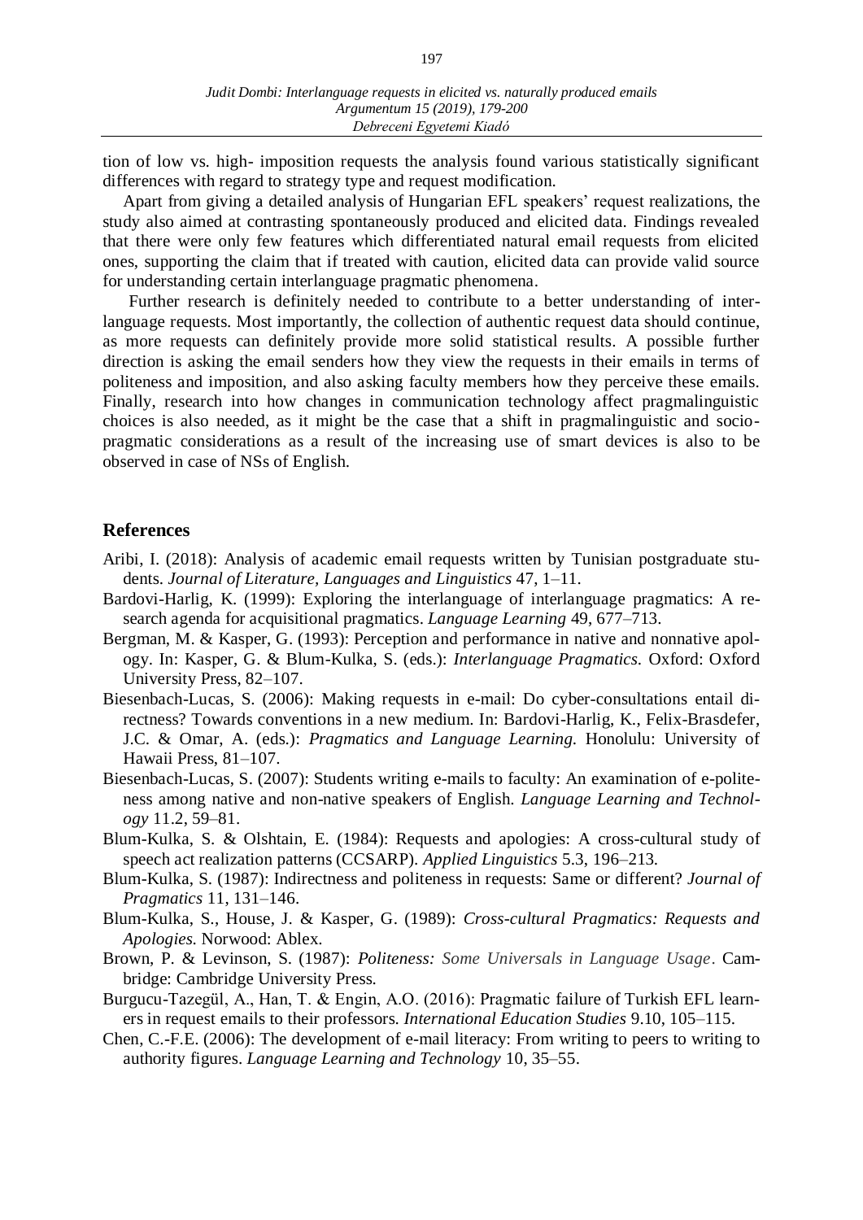tion of low vs. high- imposition requests the analysis found various statistically significant differences with regard to strategy type and request modification.

Apart from giving a detailed analysis of Hungarian EFL speakers' request realizations, the study also aimed at contrasting spontaneously produced and elicited data. Findings revealed that there were only few features which differentiated natural email requests from elicited ones, supporting the claim that if treated with caution, elicited data can provide valid source for understanding certain interlanguage pragmatic phenomena.

Further research is definitely needed to contribute to a better understanding of interlanguage requests. Most importantly, the collection of authentic request data should continue, as more requests can definitely provide more solid statistical results. A possible further direction is asking the email senders how they view the requests in their emails in terms of politeness and imposition, and also asking faculty members how they perceive these emails. Finally, research into how changes in communication technology affect pragmalinguistic choices is also needed, as it might be the case that a shift in pragmalinguistic and sociopragmatic considerations as a result of the increasing use of smart devices is also to be observed in case of NSs of English.

## References

Aribi, I. (2018): Analysis of academic email requests written by Tunisian postgraduate students. *Journal of Literature, Languages and Linguistics* 47, 1–11.

Bardovi-Harlig, K. (1999): Exploring the interlanguage of interlanguage pragmatics: A research agenda for acquisitional pragmatics. *Language Learning* 49, 677–713.

Bergman, M. & Kasper, G. (1993): Perception and performance in native and nonnative apology. In: Kasper, G. & Blum-Kulka, S. (eds.): *Interlanguage Pragmatics*. Oxford: Oxford University Press, 82–107.

Biesenbach-Lucas, S. (2006): Making requests in e-mail: Do cyber-consultations entail directness? Towards conventions in a new medium. In: Bardovi-Harlig, K., Felix-Brasdefer, J.C. & Omar, A. (eds.): *Pragmatics and Language Learning.* Honolulu: University of Hawaii Press, 81–107.

Biesenbach-Lucas, S. (2007): Students writing e-mails to faculty: An examination of e-politeness among native and non-native speakers of English. *Language Learning and Technology* 11.2, 59–81.

Blum-Kulka, S. & Olshtain, E. (1984): Requests and apologies: A cross-cultural study of speech act realization patterns (CCSARP). *Applied Linguistics* 5.3, 196–213.

Blum-Kulka, S. (1987): Indirectness and politeness in requests: Same or different? *Journal of Pragmatics* 11, 131–146.

Blum-Kulka, S., House, J. & Kasper, G. (1989): *Cross-cultural Pragmatics: Requests and Apologies.* Norwood: Ablex.

Brown, P. & Levinson, S. (1987): *Politeness: Some Universals in Language Usage*. Cambridge: Cambridge University Press.

Burgucu-Tazegül, A., Han, T. & Engin, A.O. (2016): Pragmatic failure of Turkish EFL learners in request emails to their professors. *International Education Studies* 9.10, 105–115.

Chen, C.-F.E. (2006): The development of e-mail literacy: From writing to peers to writing to authority figures. *Language Learning and Technology* 10, 35–55.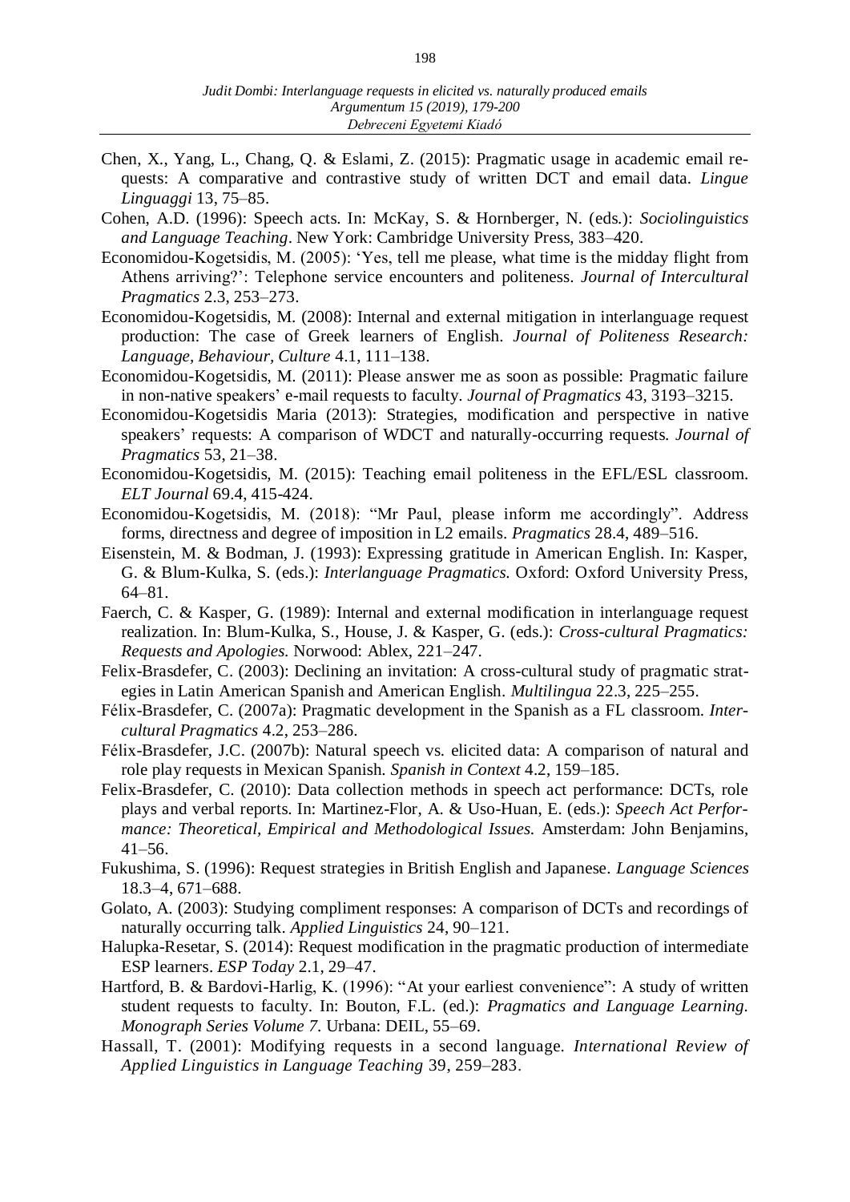Chen, X., Yang, L., Chang, Q. & Eslami, Z. (2015): Pragmatic usage in academic email requests: A comparative and contrastive study of written DCT and email data. *Lingue Linguaggi* 13, 75–85.

Cohen, A.D. (1996): Speech acts. In: McKay, S. & Hornberger, N. (eds.): *Sociolinguistics and Language Teaching*. New York: Cambridge University Press, 383–420.

Economidou-Kogetsidis, M. (2005): 'Yes, tell me please, what time is the midday flight from Athens arriving?': Telephone service encounters and politeness. *Journal of Intercultural Pragmatics* 2.3, 253–273.

Economidou-Kogetsidis, M. (2008): Internal and external mitigation in interlanguage request production: The case of Greek learners of English. *Journal of Politeness Research: Language, Behaviour, Culture* 4.1, 111–138.

Economidou-Kogetsidis, M. (2011): Please answer me as soon as possible: Pragmatic failure in non-native speakers' e-mail requests to faculty. *Journal of Pragmatics* 43, 3193–3215.

Economidou-Kogetsidis Maria (2013): Strategies, modification and perspective in native speakers' requests: A comparison of WDCT and naturally-occurring requests. *Journal of Pragmatics* 53, 21–38.

Economidou-Kogetsidis, M. (2015): Teaching email politeness in the EFL/ESL classroom. *ELT Journal* 69.4, 415-424.

Economidou-Kogetsidis, M. (2018): "Mr Paul, please inform me accordingly". Address forms, directness and degree of imposition in L2 emails. *Pragmatics* 28.4, 489–516.

Eisenstein, M. & Bodman, J. (1993): Expressing gratitude in American English. In: Kasper, G. & Blum-Kulka, S. (eds.): *Interlanguage Pragmatics.* Oxford: Oxford University Press, 64–81.

Faerch, C. & Kasper, G. (1989): Internal and external modification in interlanguage request realization. In: Blum-Kulka, S., House, J. & Kasper, G. (eds.): *Cross-cultural Pragmatics: Requests and Apologies.* Norwood: Ablex, 221–247.

Felix-Brasdefer, C. (2003): Declining an invitation: A cross-cultural study of pragmatic strategies in Latin American Spanish and American English. *Multilingua* 22.3, 225–255.

Félix-Brasdefer, C. (2007a): Pragmatic development in the Spanish as a FL classroom. *Intercultural Pragmatics* 4.2, 253–286.

Félix-Brasdefer, J.C. (2007b): Natural speech vs. elicited data: A comparison of natural and role play requests in Mexican Spanish. *Spanish in Context* 4.2, 159–185.

Felix-Brasdefer, C. (2010): Data collection methods in speech act performance: DCTs, role plays and verbal reports. In: Martinez-Flor, A. & Uso-Huan, E. (eds.): *Speech Act Performance: Theoretical, Empirical and Methodological Issues.* Amsterdam: John Benjamins, 41–56.

Fukushima, S. (1996): Request strategies in British English and Japanese. *Language Sciences* 18.3–4, 671–688.

Golato, A. (2003): Studying compliment responses: A comparison of DCTs and recordings of naturally occurring talk. *Applied Linguistics* 24, 90–121.

Halupka-Resetar, S. (2014): Request modification in the pragmatic production of intermediate ESP learners. *ESP Today* 2.1, 29–47.

Hartford, B. & Bardovi-Harlig, K. (1996): "At your earliest convenience": A study of written student requests to faculty. In: Bouton, F.L. (ed.): *Pragmatics and Language Learning. Monograph Series Volume 7.* Urbana: DEIL, 55–69.

Hassall, T. (2001): Modifying requests in a second language. *International Review of Applied Linguistics in Language Teaching* 39, 259–283.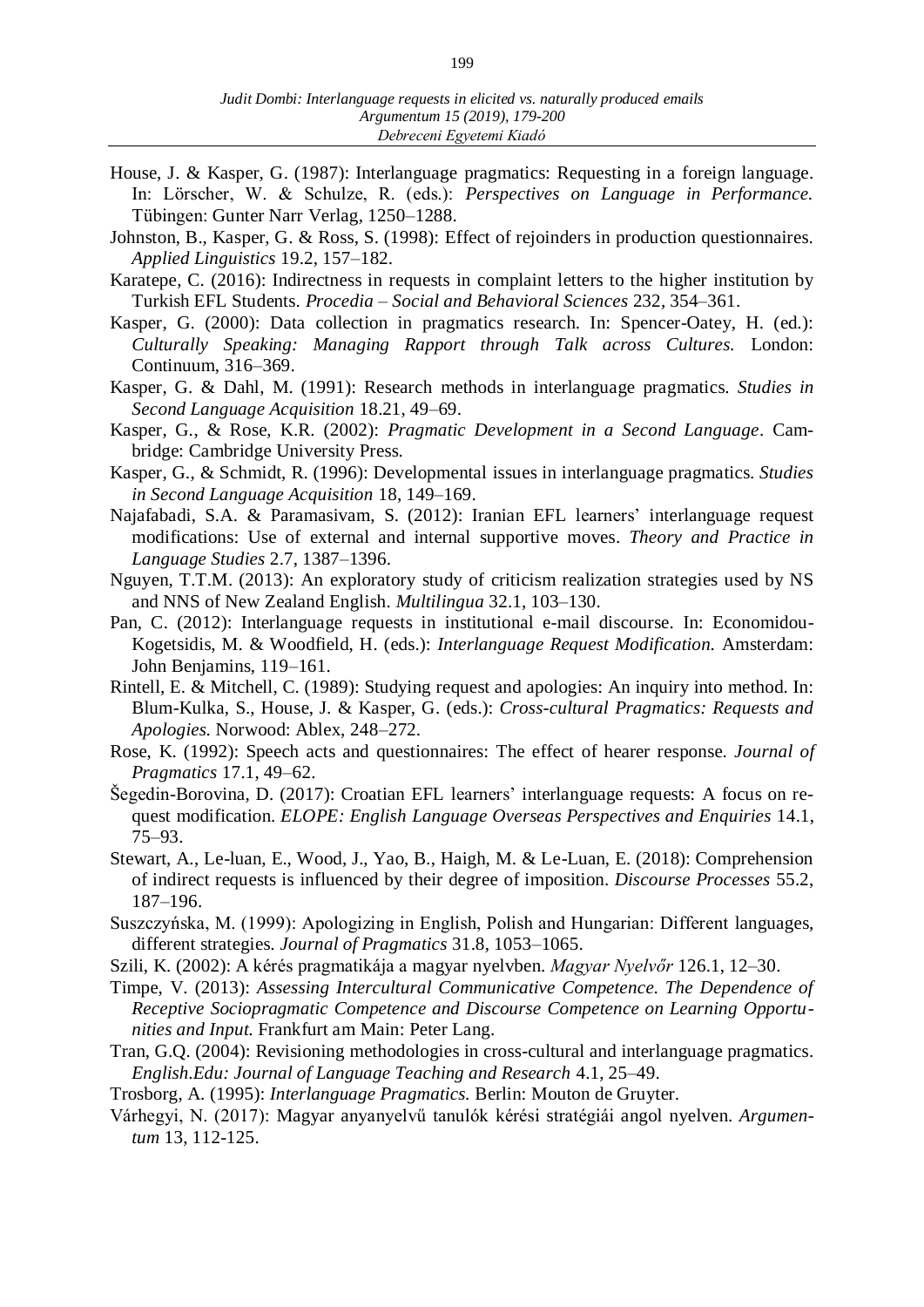House, J. & Kasper, G. (1987): Interlanguage pragmatics: Requesting in a foreign language. In: Lörscher, W. & Schulze, R. (eds.): *Perspectives on Language in Performance.* Tübingen: Gunter Narr Verlag, 1250–1288.

Johnston, B., Kasper, G. & Ross, S. (1998): Effect of rejoinders in production questionnaires. *Applied Linguistics* 19.2, 157–182.

Karatepe, C. (2016): Indirectness in requests in complaint letters to the higher institution by Turkish EFL Students. *Procedia – Social and Behavioral Sciences* 232, 354–361.

Kasper, G. (2000): Data collection in pragmatics research. In: Spencer-Oatey, H. (ed.): *Culturally Speaking: Managing Rapport through Talk across Cultures.* London: Continuum, 316–369.

Kasper, G. & Dahl, M. (1991): Research methods in interlanguage pragmatics. *Studies in Second Language Acquisition* 18.21, 49–69.

Kasper, G., & Rose, K.R. (2002): *Pragmatic Development in a Second Language*. Cambridge: Cambridge University Press.

Kasper, G., & Schmidt, R. (1996): Developmental issues in interlanguage pragmatics. *Studies in Second Language Acquisition* 18, 149–169.

Najafabadi, S.A. & Paramasivam, S. (2012): Iranian EFL learners' interlanguage request modifications: Use of external and internal supportive moves. *Theory and Practice in Language Studies* 2.7, 1387–1396.

Nguyen, T.T.M. (2013): An exploratory study of criticism realization strategies used by NS and NNS of New Zealand English. *Multilingua* 32.1, 103–130.

Pan, C. (2012): Interlanguage requests in institutional e-mail discourse. In: Economidou-Kogetsidis, M. & Woodfield, H. (eds.): *Interlanguage Request Modification.* Amsterdam: John Benjamins, 119–161.

Rintell, E. & Mitchell, C. (1989): Studying request and apologies: An inquiry into method. In: Blum-Kulka, S., House, J. & Kasper, G. (eds.): *Cross-cultural Pragmatics: Requests and Apologies.* Norwood: Ablex, 248–272.

Rose, K. (1992): Speech acts and questionnaires: The effect of hearer response. *Journal of Pragmatics* 17.1, 49–62.

Šegedin-Borovina, D. (2017): Croatian EFL learners' interlanguage requests: A focus on request modification. *ELOPE: English Language Overseas Perspectives and Enquiries* 14.1, 75–93.

Stewart, A., Le-luan, E., Wood, J., Yao, B., Haigh, M. & Le-Luan, E. (2018): Comprehension of indirect requests is influenced by their degree of imposition. *Discourse Processes* 55.2, 187–196.

Suszczyńska, M. (1999): Apologizing in English, Polish and Hungarian: Different languages, different strategies. *Journal of Pragmatics* 31.8, 1053–1065.

Szili, K. (2002): A kérés pragmatikája a magyar nyelvben. *Magyar Nyelvőr* 126.1, 12–30.

Timpe, V. (2013): *Assessing Intercultural Communicative Competence. The Dependence of Receptive Sociopragmatic Competence and Discourse Competence on Learning Opportunities and Input.* Frankfurt am Main: Peter Lang.

Tran, G.Q. (2004): Revisioning methodologies in cross-cultural and interlanguage pragmatics. *English.Edu: Journal of Language Teaching and Research* 4.1, 25–49.

Trosborg, A. (1995): *Interlanguage Pragmatics.* Berlin: Mouton de Gruyter.

Várhegyi, N. (2017): Magyar anyanyelvű tanulók kérési stratégiái angol nyelven. *Argumentum* 13, 112-125.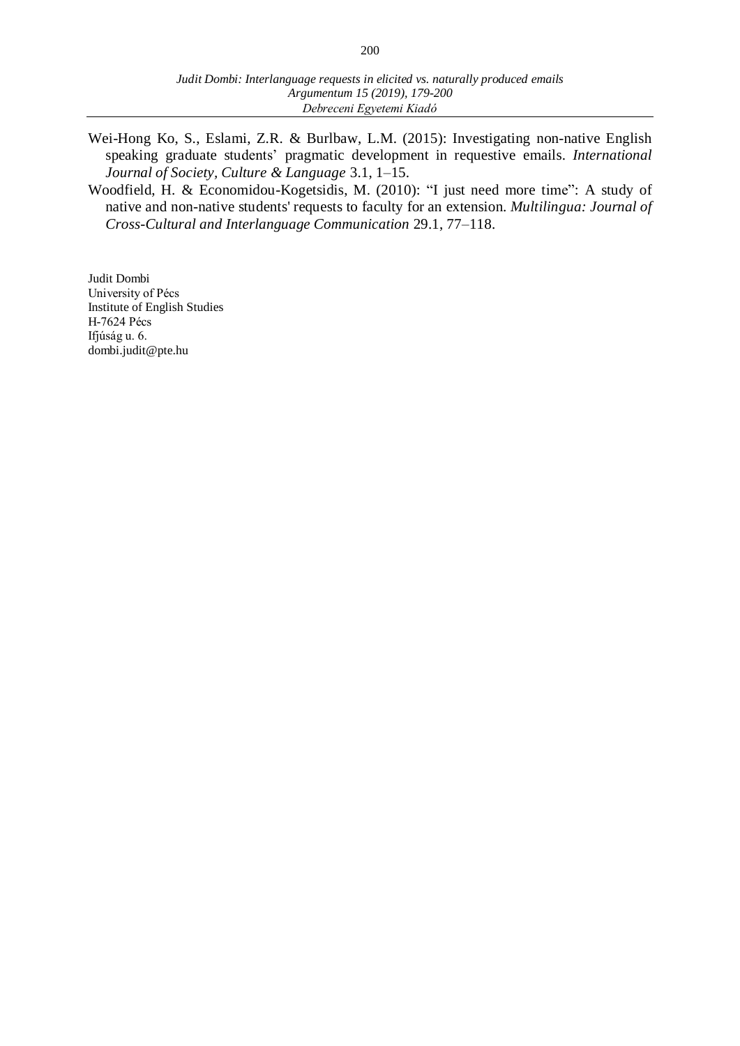Wei-Hong Ko, S., Eslami, Z.R. & Burlbaw, L.M. (2015): Investigating non-native English speaking graduate students' pragmatic development in requestive emails. *International Journal of Society, Culture & Language* 3.1, 1–15.

Woodfield, H. & Economidou-Kogetsidis, M. (2010): "I just need more time": A study of native and non-native students' requests to faculty for an extension. *Multilingua: Journal of Cross-Cultural and Interlanguage Communication* 29.1, 77–118.

Judit Dombi  
University of Pécs  
Institute of English Studies  
H-7624 Pécs  
Ifjúság u. 6.  
dombi.judit@pte.hu